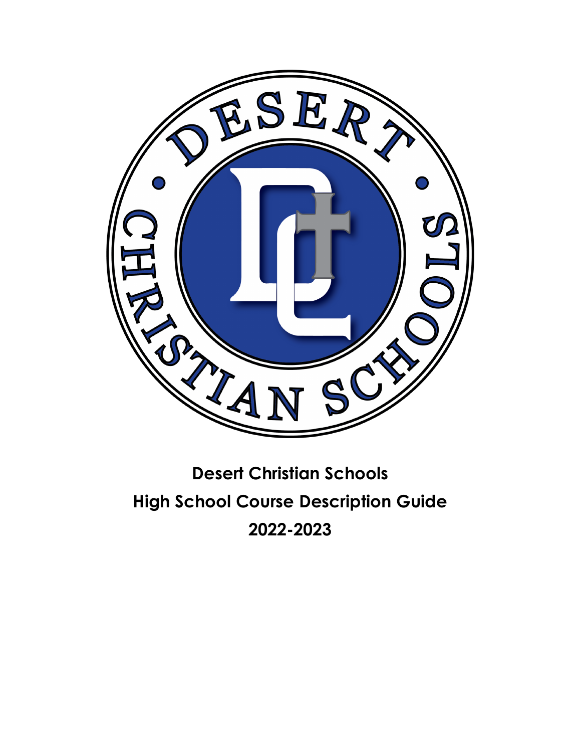**Desert Christian Schools**

**High School Course Description Guide**

**2022-2023**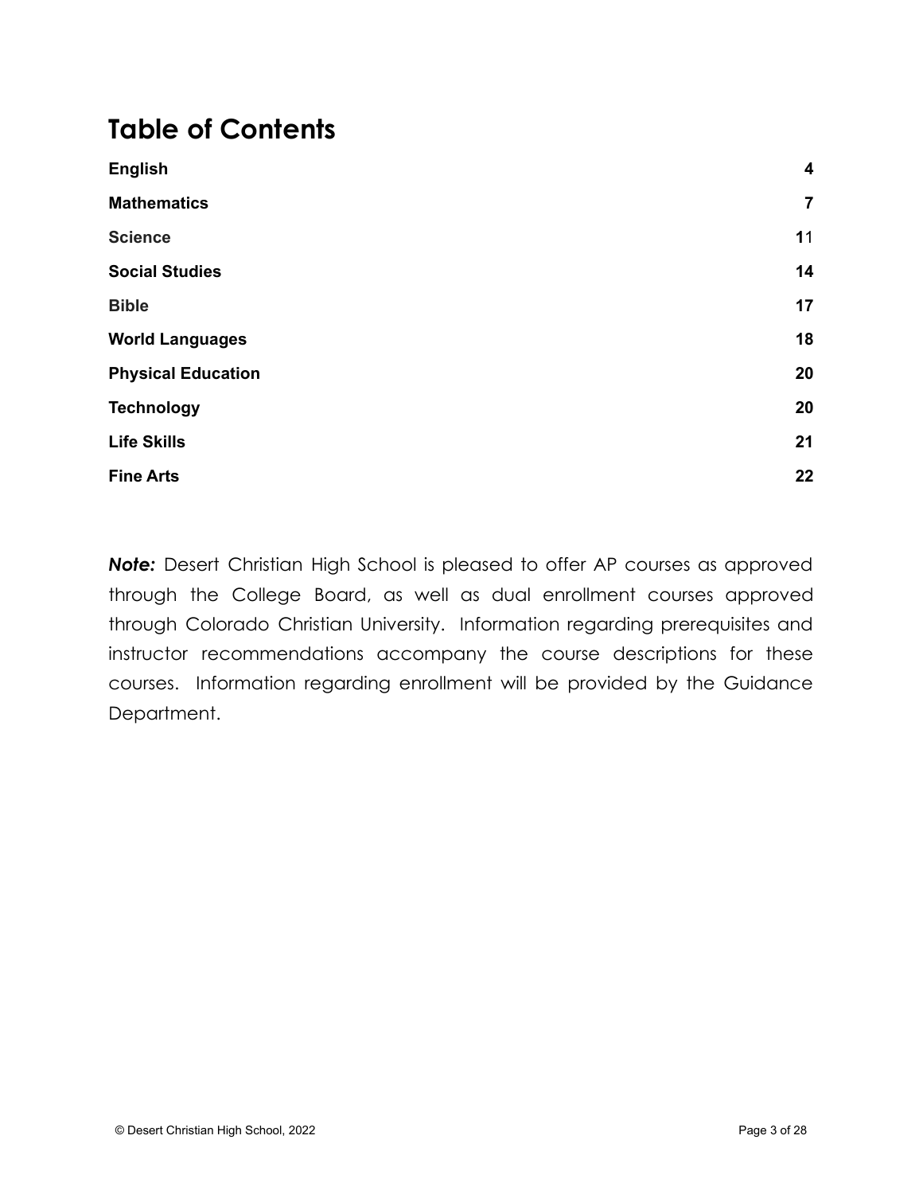# Table of Contents

| | |
|---|---|
| **English** | **4** |
| **Mathematics** | **7** |
| **Science** | **11** |
| **Social Studies** | **14** |
| **Bible** | **17** |
| **World Languages** | **18** |
| **Physical Education** | **20** |
| **Technology** | **20** |
| **Life Skills** | **21** |
| **Fine Arts** | **22** |

***Note:*** Desert Christian High School is pleased to offer AP courses as approved through the College Board, as well as dual enrollment courses approved through Colorado Christian University. Information regarding prerequisites and instructor recommendations accompany the course descriptions for these courses. Information regarding enrollment will be provided by the Guidance Department.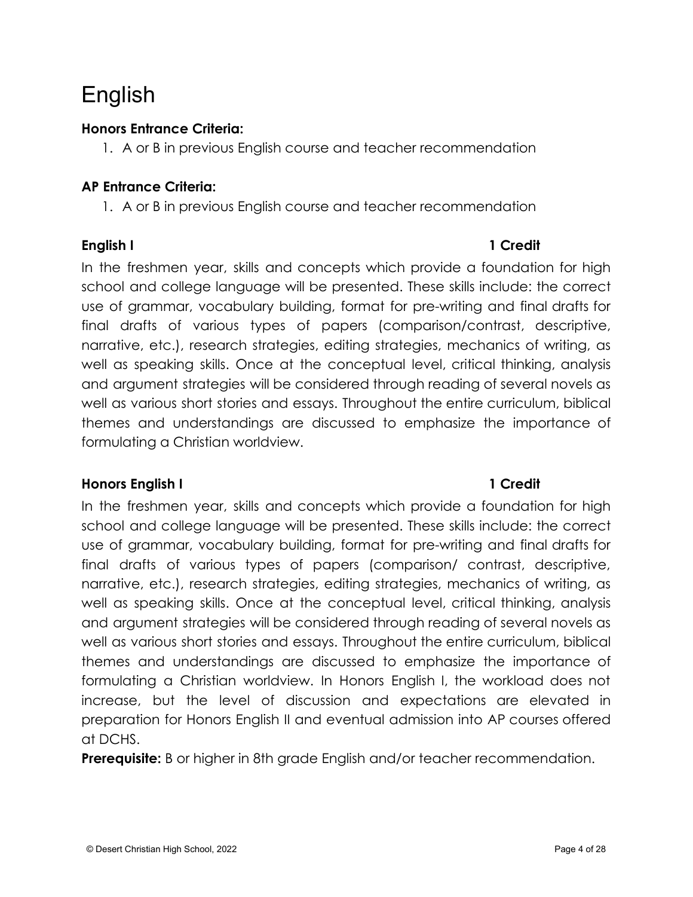# English

**Honors Entrance Criteria:**

1. A or B in previous English course and teacher recommendation

**AP Entrance Criteria:**

1. A or B in previous English course and teacher recommendation

**English I** **1 Credit**

In the freshmen year, skills and concepts which provide a foundation for high school and college language will be presented. These skills include: the correct use of grammar, vocabulary building, format for pre-writing and final drafts for final drafts of various types of papers (comparison/contrast, descriptive, narrative, etc.), research strategies, editing strategies, mechanics of writing, as well as speaking skills. Once at the conceptual level, critical thinking, analysis and argument strategies will be considered through reading of several novels as well as various short stories and essays. Throughout the entire curriculum, biblical themes and understandings are discussed to emphasize the importance of formulating a Christian worldview.

**Honors English I** **1 Credit**

In the freshmen year, skills and concepts which provide a foundation for high school and college language will be presented. These skills include: the correct use of grammar, vocabulary building, format for pre-writing and final drafts for final drafts of various types of papers (comparison/ contrast, descriptive, narrative, etc.), research strategies, editing strategies, mechanics of writing, as well as speaking skills. Once at the conceptual level, critical thinking, analysis and argument strategies will be considered through reading of several novels as well as various short stories and essays. Throughout the entire curriculum, biblical themes and understandings are discussed to emphasize the importance of formulating a Christian worldview. In Honors English I, the workload does not increase, but the level of discussion and expectations are elevated in preparation for Honors English II and eventual admission into AP courses offered at DCHS.

**Prerequisite:** B or higher in 8th grade English and/or teacher recommendation.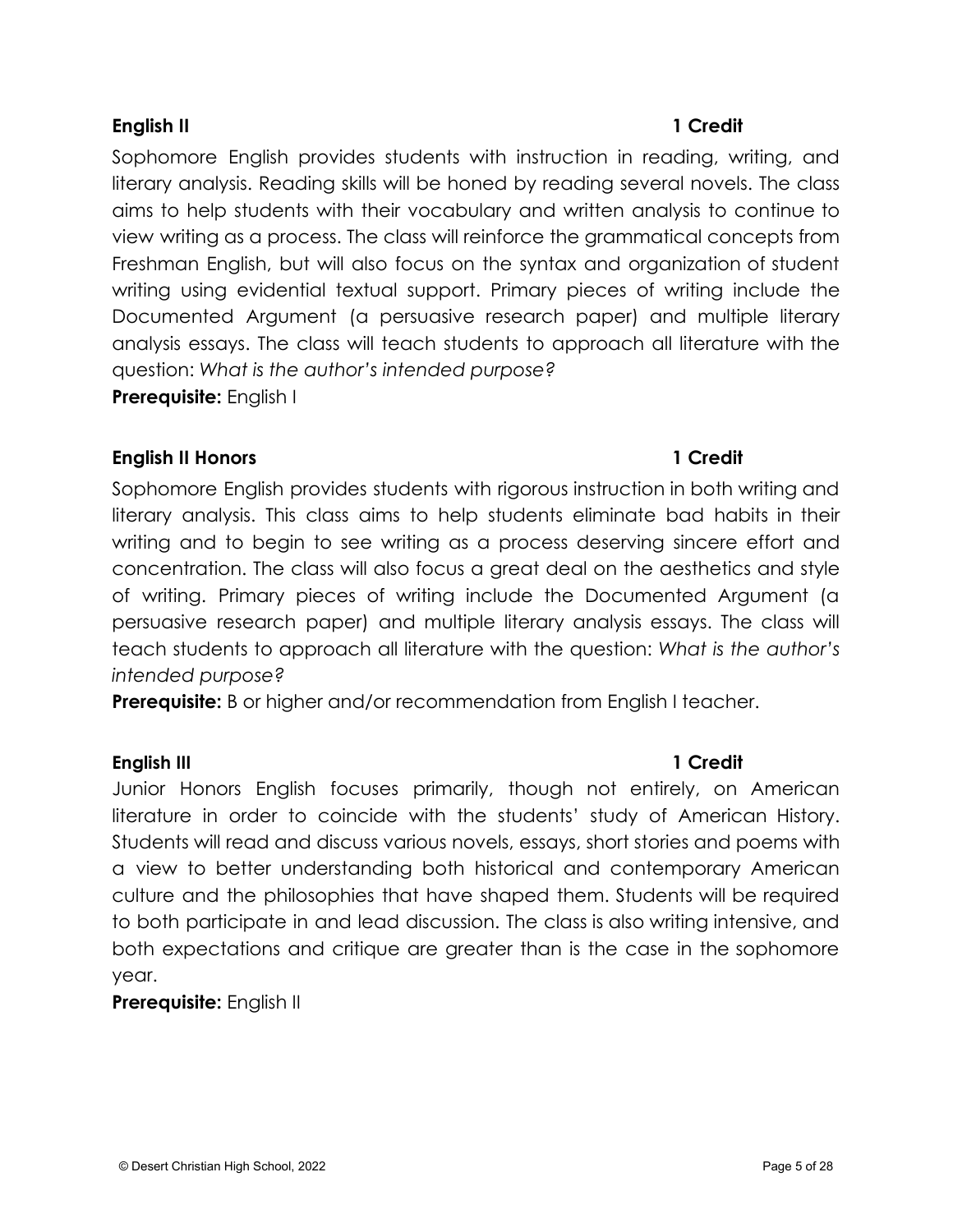### English II — 1 Credit

Sophomore English provides students with instruction in reading, writing, and literary analysis. Reading skills will be honed by reading several novels. The class aims to help students with their vocabulary and written analysis to continue to view writing as a process. The class will reinforce the grammatical concepts from Freshman English, but will also focus on the syntax and organization of student writing using evidential textual support. Primary pieces of writing include the Documented Argument (a persuasive research paper) and multiple literary analysis essays. The class will teach students to approach all literature with the question: *What is the author's intended purpose?*

**Prerequisite:** English I

### English II Honors — 1 Credit

Sophomore English provides students with rigorous instruction in both writing and literary analysis. This class aims to help students eliminate bad habits in their writing and to begin to see writing as a process deserving sincere effort and concentration. The class will also focus a great deal on the aesthetics and style of writing. Primary pieces of writing include the Documented Argument (a persuasive research paper) and multiple literary analysis essays. The class will teach students to approach all literature with the question: *What is the author's intended purpose?*

**Prerequisite:** B or higher and/or recommendation from English I teacher.

### English III — 1 Credit

Junior Honors English focuses primarily, though not entirely, on American literature in order to coincide with the students' study of American History. Students will read and discuss various novels, essays, short stories and poems with a view to better understanding both historical and contemporary American culture and the philosophies that have shaped them. Students will be required to both participate in and lead discussion. The class is also writing intensive, and both expectations and critique are greater than is the case in the sophomore year.

**Prerequisite:** English II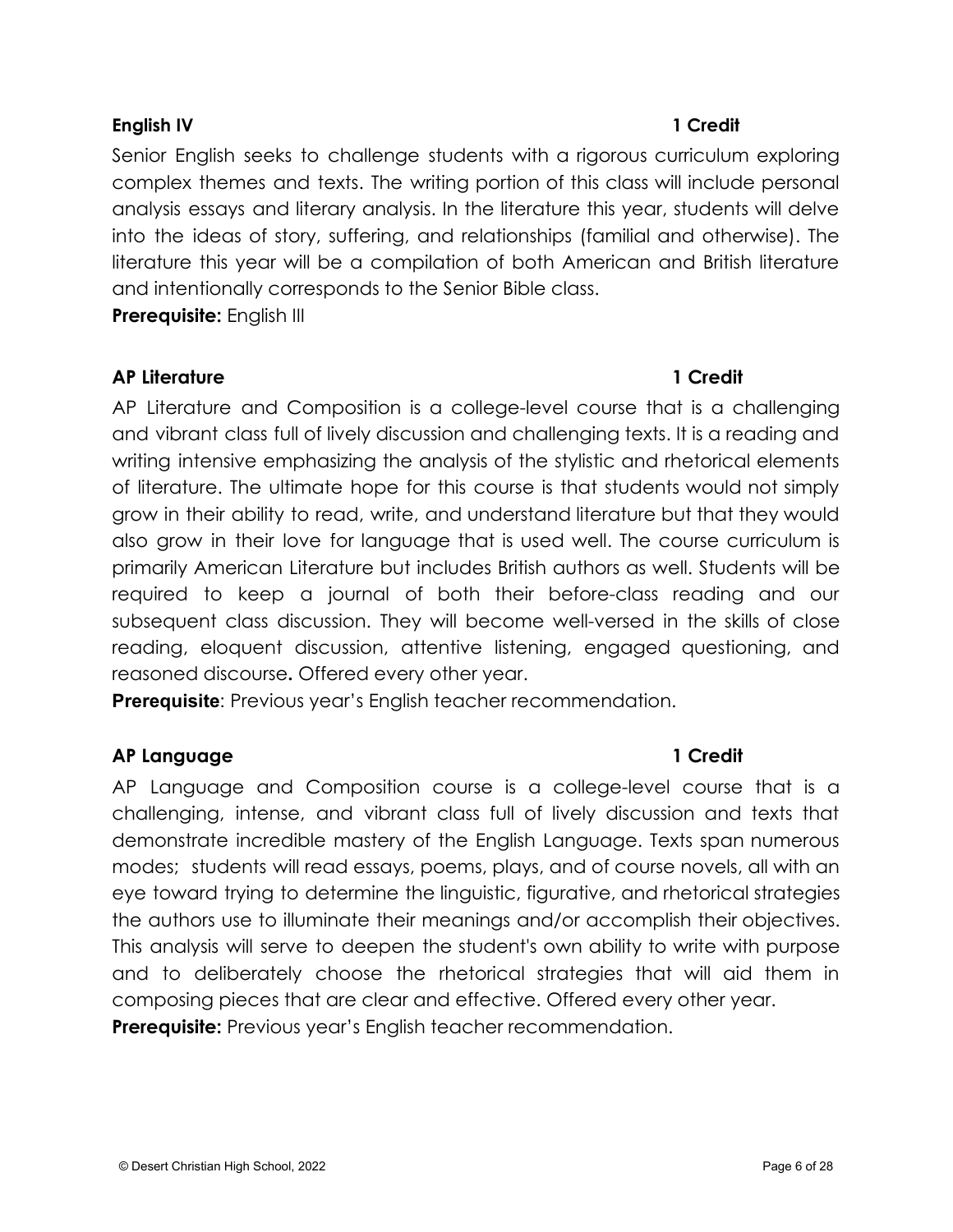**English IV** **1 Credit**

Senior English seeks to challenge students with a rigorous curriculum exploring complex themes and texts. The writing portion of this class will include personal analysis essays and literary analysis. In the literature this year, students will delve into the ideas of story, suffering, and relationships (familial and otherwise). The literature this year will be a compilation of both American and British literature and intentionally corresponds to the Senior Bible class.

**Prerequisite:** English III

**AP Literature** **1 Credit**

AP Literature and Composition is a college-level course that is a challenging and vibrant class full of lively discussion and challenging texts. It is a reading and writing intensive emphasizing the analysis of the stylistic and rhetorical elements of literature. The ultimate hope for this course is that students would not simply grow in their ability to read, write, and understand literature but that they would also grow in their love for language that is used well. The course curriculum is primarily American Literature but includes British authors as well. Students will be required to keep a journal of both their before-class reading and our subsequent class discussion. They will become well-versed in the skills of close reading, eloquent discussion, attentive listening, engaged questioning, and reasoned discourse**.** Offered every other year.

**Prerequisite**: Previous year's English teacher recommendation.

**AP Language** **1 Credit**

AP Language and Composition course is a college-level course that is a challenging, intense, and vibrant class full of lively discussion and texts that demonstrate incredible mastery of the English Language. Texts span numerous modes; students will read essays, poems, plays, and of course novels, all with an eye toward trying to determine the linguistic, figurative, and rhetorical strategies the authors use to illuminate their meanings and/or accomplish their objectives. This analysis will serve to deepen the student's own ability to write with purpose and to deliberately choose the rhetorical strategies that will aid them in composing pieces that are clear and effective. Offered every other year.

**Prerequisite:** Previous year's English teacher recommendation.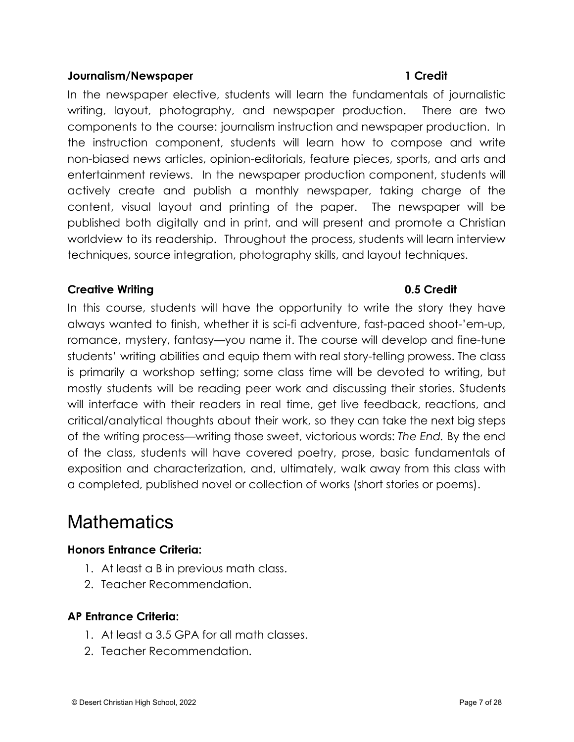**Journalism/Newspaper 1 Credit**

In the newspaper elective, students will learn the fundamentals of journalistic writing, layout, photography, and newspaper production. There are two components to the course: journalism instruction and newspaper production. In the instruction component, students will learn how to compose and write non-biased news articles, opinion-editorials, feature pieces, sports, and arts and entertainment reviews. In the newspaper production component, students will actively create and publish a monthly newspaper, taking charge of the content, visual layout and printing of the paper. The newspaper will be published both digitally and in print, and will present and promote a Christian worldview to its readership. Throughout the process, students will learn interview techniques, source integration, photography skills, and layout techniques.

**Creative Writing 0.5 Credit**

In this course, students will have the opportunity to write the story they have always wanted to finish, whether it is sci-fi adventure, fast-paced shoot-'em-up, romance, mystery, fantasy—you name it. The course will develop and fine-tune students' writing abilities and equip them with real story-telling prowess. The class is primarily a workshop setting; some class time will be devoted to writing, but mostly students will be reading peer work and discussing their stories. Students will interface with their readers in real time, get live feedback, reactions, and critical/analytical thoughts about their work, so they can take the next big steps of the writing process—writing those sweet, victorious words: *The End.* By the end of the class, students will have covered poetry, prose, basic fundamentals of exposition and characterization, and, ultimately, walk away from this class with a completed, published novel or collection of works (short stories or poems).

# Mathematics

**Honors Entrance Criteria:**

1. At least a B in previous math class.
2. Teacher Recommendation.

**AP Entrance Criteria:**

1. At least a 3.5 GPA for all math classes.
2. Teacher Recommendation.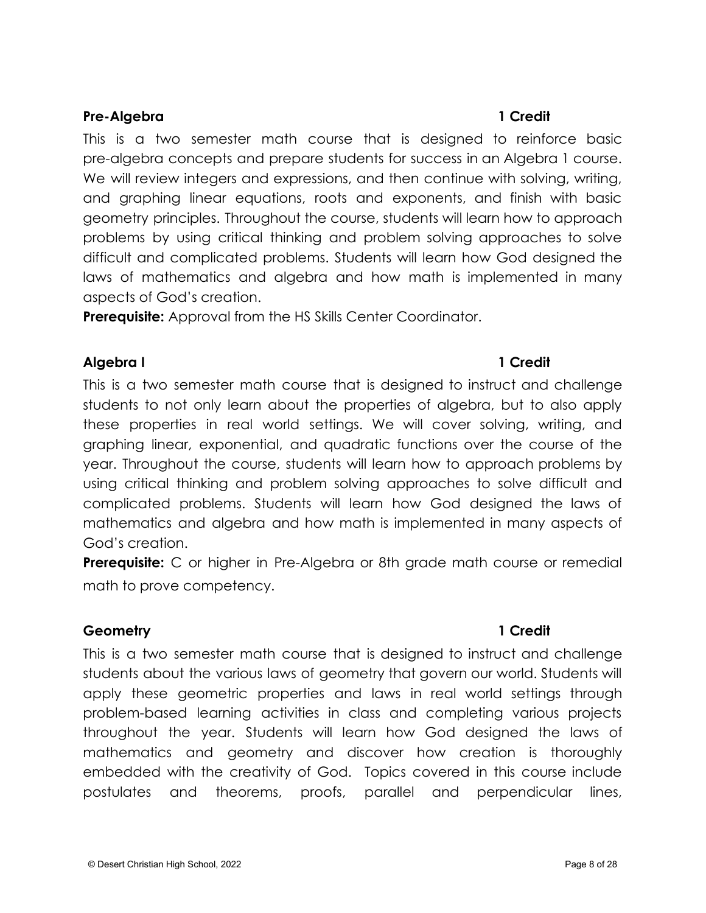**Pre-Algebra** **1 Credit**

This is a two semester math course that is designed to reinforce basic pre-algebra concepts and prepare students for success in an Algebra 1 course. We will review integers and expressions, and then continue with solving, writing, and graphing linear equations, roots and exponents, and finish with basic geometry principles. Throughout the course, students will learn how to approach problems by using critical thinking and problem solving approaches to solve difficult and complicated problems. Students will learn how God designed the laws of mathematics and algebra and how math is implemented in many aspects of God's creation.

**Prerequisite:** Approval from the HS Skills Center Coordinator.

**Algebra I** **1 Credit**

This is a two semester math course that is designed to instruct and challenge students to not only learn about the properties of algebra, but to also apply these properties in real world settings. We will cover solving, writing, and graphing linear, exponential, and quadratic functions over the course of the year. Throughout the course, students will learn how to approach problems by using critical thinking and problem solving approaches to solve difficult and complicated problems. Students will learn how God designed the laws of mathematics and algebra and how math is implemented in many aspects of God's creation.

**Prerequisite:** C or higher in Pre-Algebra or 8th grade math course or remedial math to prove competency.

**Geometry** **1 Credit**

This is a two semester math course that is designed to instruct and challenge students about the various laws of geometry that govern our world. Students will apply these geometric properties and laws in real world settings through problem-based learning activities in class and completing various projects throughout the year. Students will learn how God designed the laws of mathematics and geometry and discover how creation is thoroughly embedded with the creativity of God. Topics covered in this course include postulates and theorems, proofs, parallel and perpendicular lines,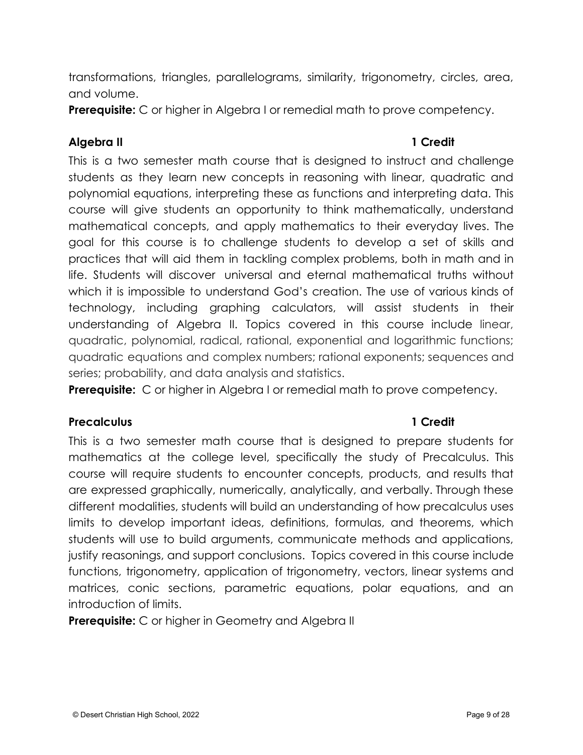transformations, triangles, parallelograms, similarity, trigonometry, circles, area, and volume.

**Prerequisite:** C or higher in Algebra I or remedial math to prove competency.

**Algebra II** **1 Credit**

This is a two semester math course that is designed to instruct and challenge students as they learn new concepts in reasoning with linear, quadratic and polynomial equations, interpreting these as functions and interpreting data. This course will give students an opportunity to think mathematically, understand mathematical concepts, and apply mathematics to their everyday lives. The goal for this course is to challenge students to develop a set of skills and practices that will aid them in tackling complex problems, both in math and in life. Students will discover universal and eternal mathematical truths without which it is impossible to understand God's creation. The use of various kinds of technology, including graphing calculators, will assist students in their understanding of Algebra II. Topics covered in this course include linear, quadratic, polynomial, radical, rational, exponential and logarithmic functions; quadratic equations and complex numbers; rational exponents; sequences and series; probability, and data analysis and statistics.

**Prerequisite:** C or higher in Algebra I or remedial math to prove competency.

**Precalculus** **1 Credit**

This is a two semester math course that is designed to prepare students for mathematics at the college level, specifically the study of Precalculus. This course will require students to encounter concepts, products, and results that are expressed graphically, numerically, analytically, and verbally. Through these different modalities, students will build an understanding of how precalculus uses limits to develop important ideas, definitions, formulas, and theorems, which students will use to build arguments, communicate methods and applications, justify reasonings, and support conclusions. Topics covered in this course include functions, trigonometry, application of trigonometry, vectors, linear systems and matrices, conic sections, parametric equations, polar equations, and an introduction of limits.

**Prerequisite:** C or higher in Geometry and Algebra II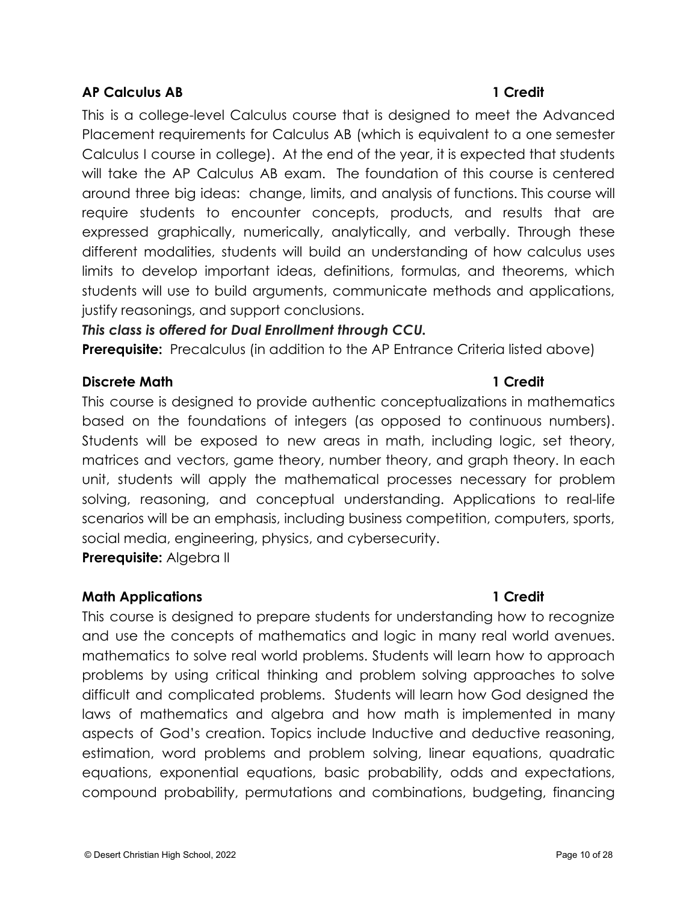**AP Calculus AB** **1 Credit**

This is a college-level Calculus course that is designed to meet the Advanced Placement requirements for Calculus AB (which is equivalent to a one semester Calculus I course in college). At the end of the year, it is expected that students will take the AP Calculus AB exam. The foundation of this course is centered around three big ideas: change, limits, and analysis of functions. This course will require students to encounter concepts, products, and results that are expressed graphically, numerically, analytically, and verbally. Through these different modalities, students will build an understanding of how calculus uses limits to develop important ideas, definitions, formulas, and theorems, which students will use to build arguments, communicate methods and applications, justify reasonings, and support conclusions.

***This class is offered for Dual Enrollment through CCU.***

**Prerequisite:** Precalculus (in addition to the AP Entrance Criteria listed above)

**Discrete Math** **1 Credit**

This course is designed to provide authentic conceptualizations in mathematics based on the foundations of integers (as opposed to continuous numbers). Students will be exposed to new areas in math, including logic, set theory, matrices and vectors, game theory, number theory, and graph theory. In each unit, students will apply the mathematical processes necessary for problem solving, reasoning, and conceptual understanding. Applications to real-life scenarios will be an emphasis, including business competition, computers, sports, social media, engineering, physics, and cybersecurity.

**Prerequisite:** Algebra II

**Math Applications** **1 Credit**

This course is designed to prepare students for understanding how to recognize and use the concepts of mathematics and logic in many real world avenues. mathematics to solve real world problems. Students will learn how to approach problems by using critical thinking and problem solving approaches to solve difficult and complicated problems. Students will learn how God designed the laws of mathematics and algebra and how math is implemented in many aspects of God's creation. Topics include Inductive and deductive reasoning, estimation, word problems and problem solving, linear equations, quadratic equations, exponential equations, basic probability, odds and expectations, compound probability, permutations and combinations, budgeting, financing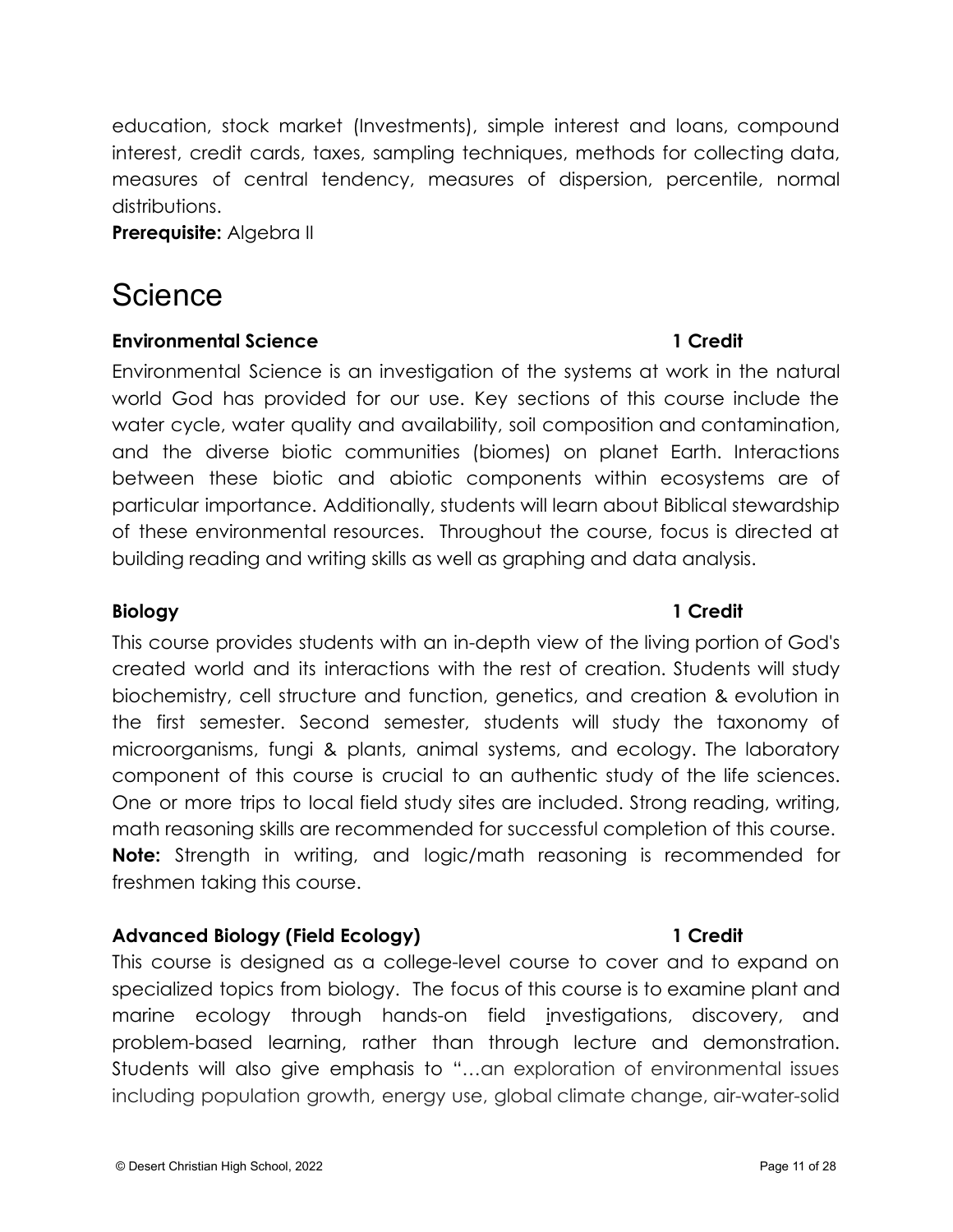education, stock market (Investments), simple interest and loans, compound interest, credit cards, taxes, sampling techniques, methods for collecting data, measures of central tendency, measures of dispersion, percentile, normal distributions.
**Prerequisite:** Algebra II

# Science

**Environmental Science** **1 Credit**

Environmental Science is an investigation of the systems at work in the natural world God has provided for our use. Key sections of this course include the water cycle, water quality and availability, soil composition and contamination, and the diverse biotic communities (biomes) on planet Earth. Interactions between these biotic and abiotic components within ecosystems are of particular importance. Additionally, students will learn about Biblical stewardship of these environmental resources. Throughout the course, focus is directed at building reading and writing skills as well as graphing and data analysis.

**Biology** **1 Credit**

This course provides students with an in-depth view of the living portion of God's created world and its interactions with the rest of creation. Students will study biochemistry, cell structure and function, genetics, and creation & evolution in the first semester. Second semester, students will study the taxonomy of microorganisms, fungi & plants, animal systems, and ecology. The laboratory component of this course is crucial to an authentic study of the life sciences. One or more trips to local field study sites are included. Strong reading, writing, math reasoning skills are recommended for successful completion of this course.
**Note:** Strength in writing, and logic/math reasoning is recommended for freshmen taking this course.

**Advanced Biology (Field Ecology)** **1 Credit**

This course is designed as a college-level course to cover and to expand on specialized topics from biology. The focus of this course is to examine plant and marine ecology through hands-on field investigations, discovery, and problem-based learning, rather than through lecture and demonstration. Students will also give emphasis to "…an exploration of environmental issues including population growth, energy use, global climate change, air-water-solid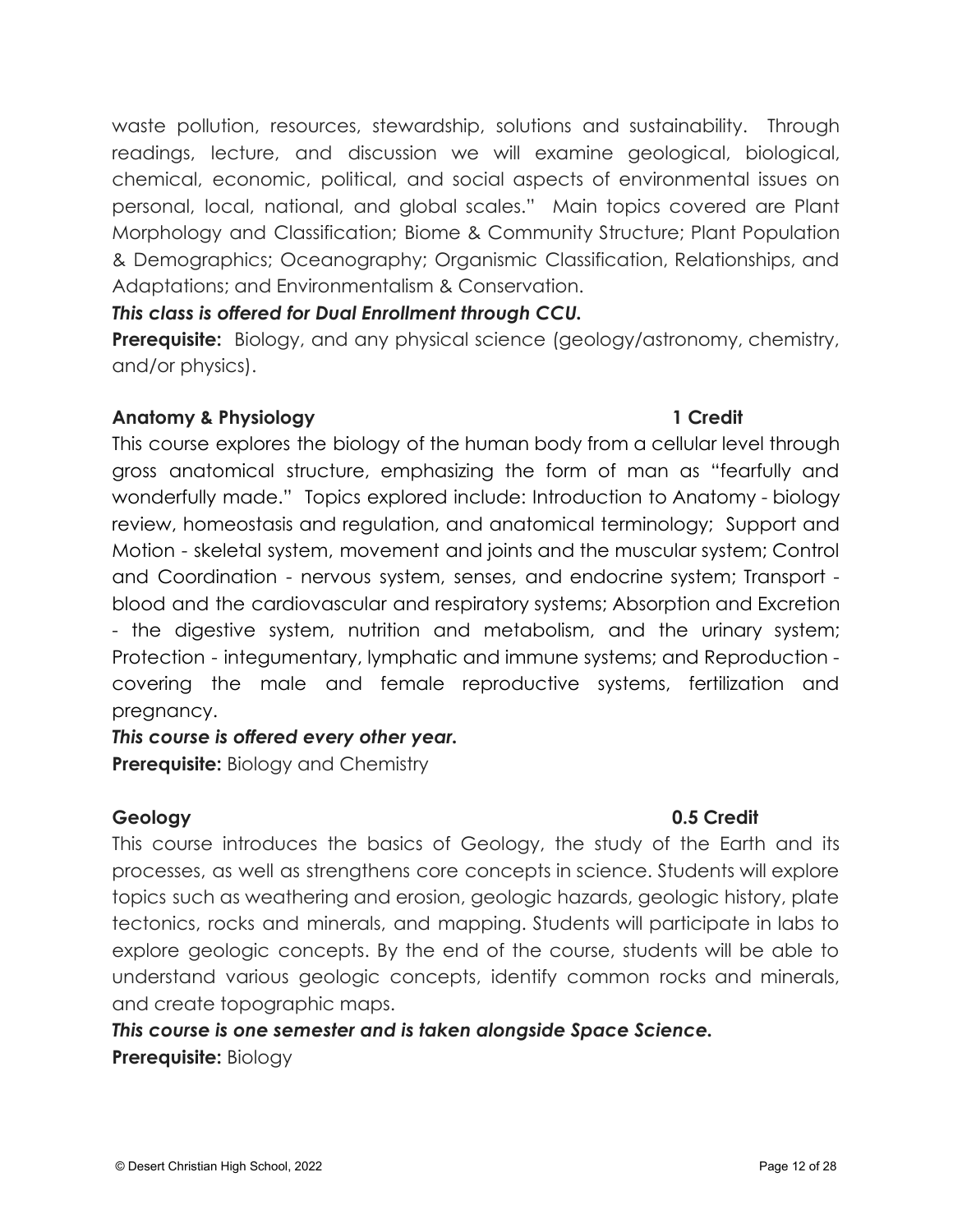waste pollution, resources, stewardship, solutions and sustainability. Through readings, lecture, and discussion we will examine geological, biological, chemical, economic, political, and social aspects of environmental issues on personal, local, national, and global scales." Main topics covered are Plant Morphology and Classification; Biome & Community Structure; Plant Population & Demographics; Oceanography; Organismic Classification, Relationships, and Adaptations; and Environmentalism & Conservation.

***This class is offered for Dual Enrollment through CCU.***

**Prerequisite:** Biology, and any physical science (geology/astronomy, chemistry, and/or physics).

### Anatomy & Physiology — 1 Credit

This course explores the biology of the human body from a cellular level through gross anatomical structure, emphasizing the form of man as "fearfully and wonderfully made." Topics explored include: Introduction to Anatomy - biology review, homeostasis and regulation, and anatomical terminology; Support and Motion - skeletal system, movement and joints and the muscular system; Control and Coordination - nervous system, senses, and endocrine system; Transport - blood and the cardiovascular and respiratory systems; Absorption and Excretion - the digestive system, nutrition and metabolism, and the urinary system; Protection - integumentary, lymphatic and immune systems; and Reproduction - covering the male and female reproductive systems, fertilization and pregnancy.

***This course is offered every other year.***

**Prerequisite:** Biology and Chemistry

### Geology — 0.5 Credit

This course introduces the basics of Geology, the study of the Earth and its processes, as well as strengthens core concepts in science. Students will explore topics such as weathering and erosion, geologic hazards, geologic history, plate tectonics, rocks and minerals, and mapping. Students will participate in labs to explore geologic concepts. By the end of the course, students will be able to understand various geologic concepts, identify common rocks and minerals, and create topographic maps.

***This course is one semester and is taken alongside Space Science.***

**Prerequisite:** Biology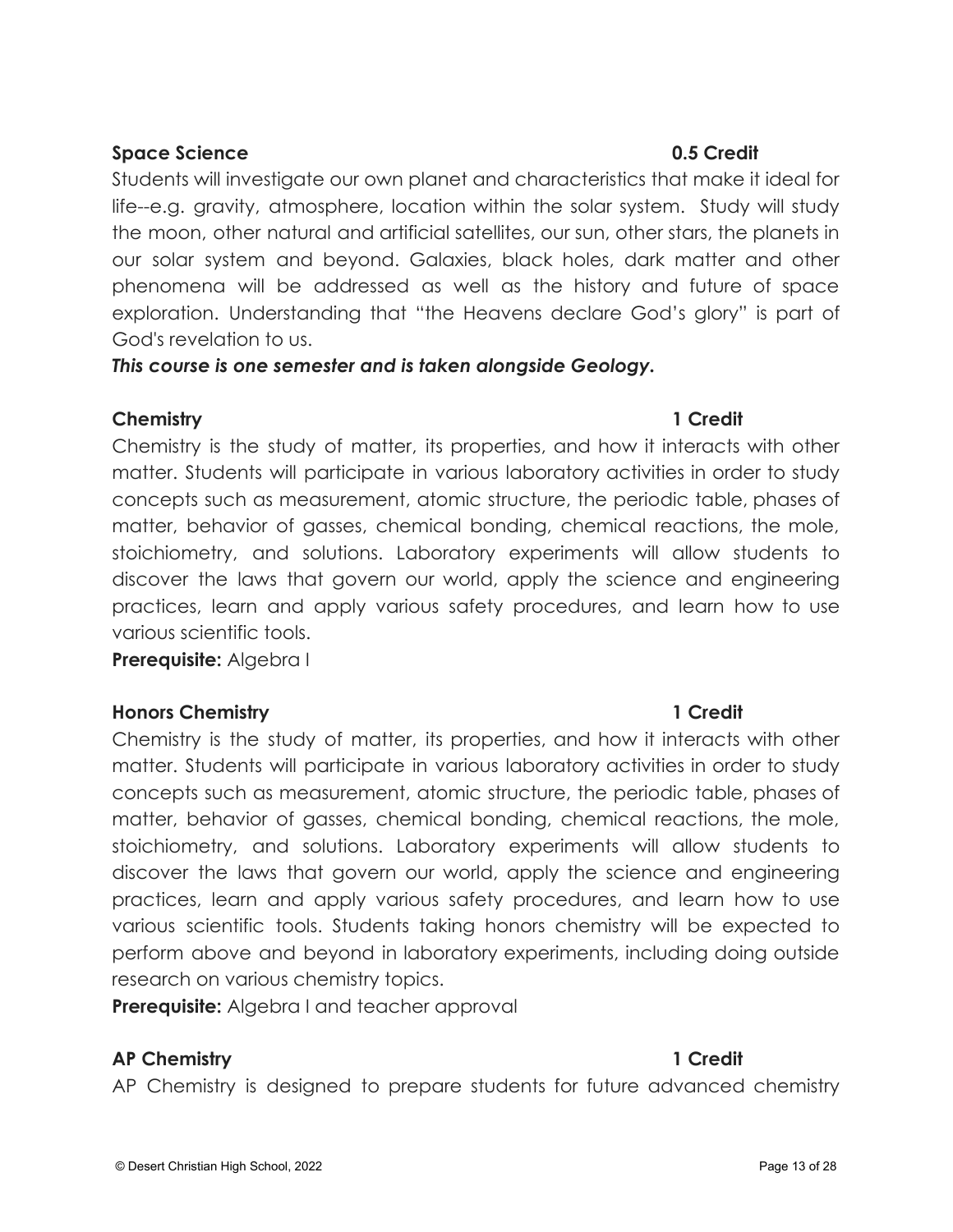**Space Science** **0.5 Credit**

Students will investigate our own planet and characteristics that make it ideal for life--e.g. gravity, atmosphere, location within the solar system. Study will study the moon, other natural and artificial satellites, our sun, other stars, the planets in our solar system and beyond. Galaxies, black holes, dark matter and other phenomena will be addressed as well as the history and future of space exploration. Understanding that "the Heavens declare God's glory" is part of God's revelation to us.

***This course is one semester and is taken alongside Geology.***

**Chemistry** **1 Credit**

Chemistry is the study of matter, its properties, and how it interacts with other matter. Students will participate in various laboratory activities in order to study concepts such as measurement, atomic structure, the periodic table, phases of matter, behavior of gasses, chemical bonding, chemical reactions, the mole, stoichiometry, and solutions. Laboratory experiments will allow students to discover the laws that govern our world, apply the science and engineering practices, learn and apply various safety procedures, and learn how to use various scientific tools.

**Prerequisite:** Algebra I

**Honors Chemistry** **1 Credit**

Chemistry is the study of matter, its properties, and how it interacts with other matter. Students will participate in various laboratory activities in order to study concepts such as measurement, atomic structure, the periodic table, phases of matter, behavior of gasses, chemical bonding, chemical reactions, the mole, stoichiometry, and solutions. Laboratory experiments will allow students to discover the laws that govern our world, apply the science and engineering practices, learn and apply various safety procedures, and learn how to use various scientific tools. Students taking honors chemistry will be expected to perform above and beyond in laboratory experiments, including doing outside research on various chemistry topics.

**Prerequisite:** Algebra I and teacher approval

**AP Chemistry** **1 Credit**

AP Chemistry is designed to prepare students for future advanced chemistry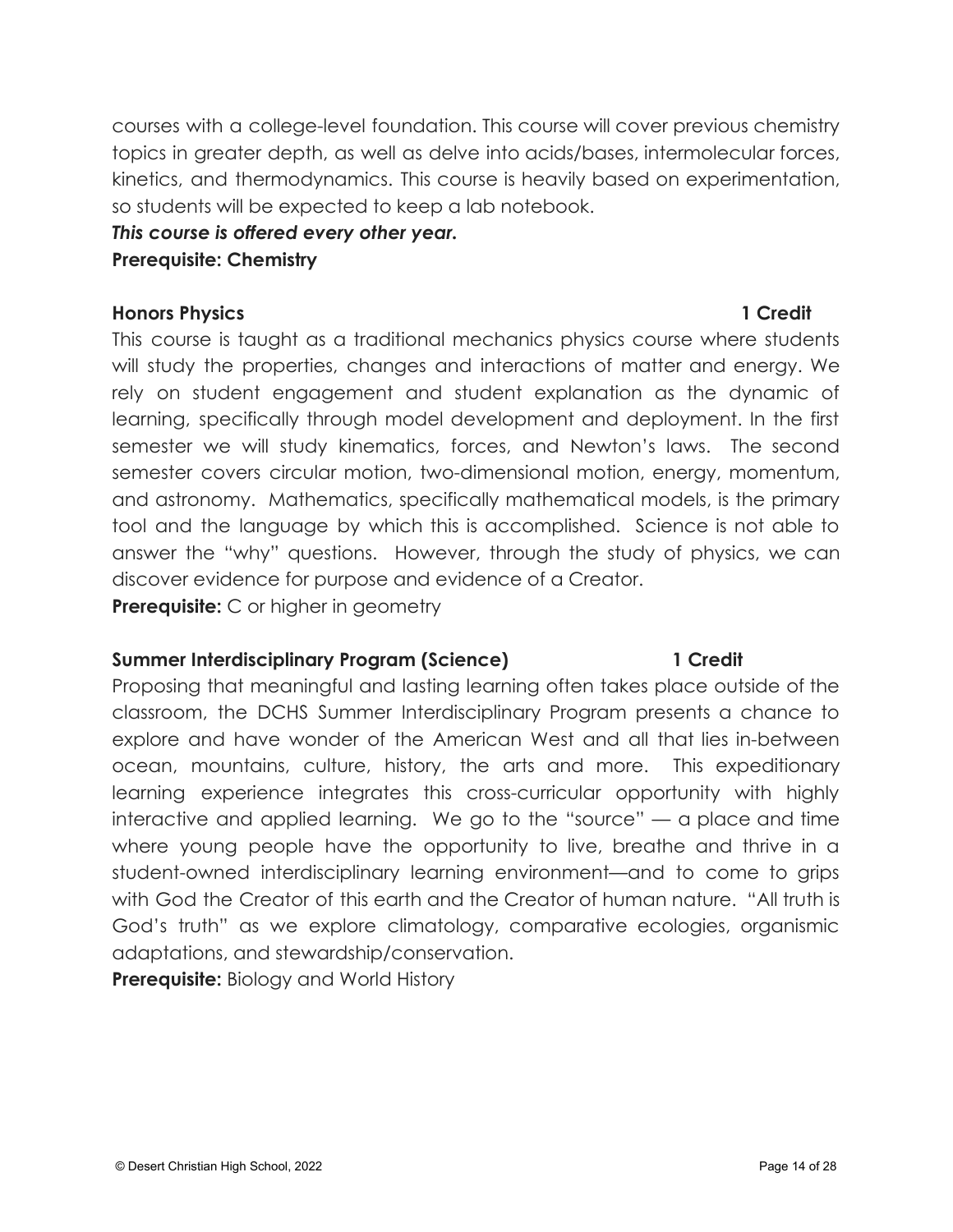courses with a college-level foundation. This course will cover previous chemistry topics in greater depth, as well as delve into acids/bases, intermolecular forces, kinetics, and thermodynamics. This course is heavily based on experimentation, so students will be expected to keep a lab notebook.

***This course is offered every other year.***

**Prerequisite: Chemistry**

**Honors Physics 1 Credit**

This course is taught as a traditional mechanics physics course where students will study the properties, changes and interactions of matter and energy. We rely on student engagement and student explanation as the dynamic of learning, specifically through model development and deployment. In the first semester we will study kinematics, forces, and Newton's laws. The second semester covers circular motion, two-dimensional motion, energy, momentum, and astronomy. Mathematics, specifically mathematical models, is the primary tool and the language by which this is accomplished. Science is not able to answer the "why" questions. However, through the study of physics, we can discover evidence for purpose and evidence of a Creator.

**Prerequisite:** C or higher in geometry

**Summer Interdisciplinary Program (Science) 1 Credit**

Proposing that meaningful and lasting learning often takes place outside of the classroom, the DCHS Summer Interdisciplinary Program presents a chance to explore and have wonder of the American West and all that lies in-between ocean, mountains, culture, history, the arts and more. This expeditionary learning experience integrates this cross-curricular opportunity with highly interactive and applied learning. We go to the "source" — a place and time where young people have the opportunity to live, breathe and thrive in a student-owned interdisciplinary learning environment—and to come to grips with God the Creator of this earth and the Creator of human nature. "All truth is God's truth" as we explore climatology, comparative ecologies, organismic adaptations, and stewardship/conservation.

**Prerequisite:** Biology and World History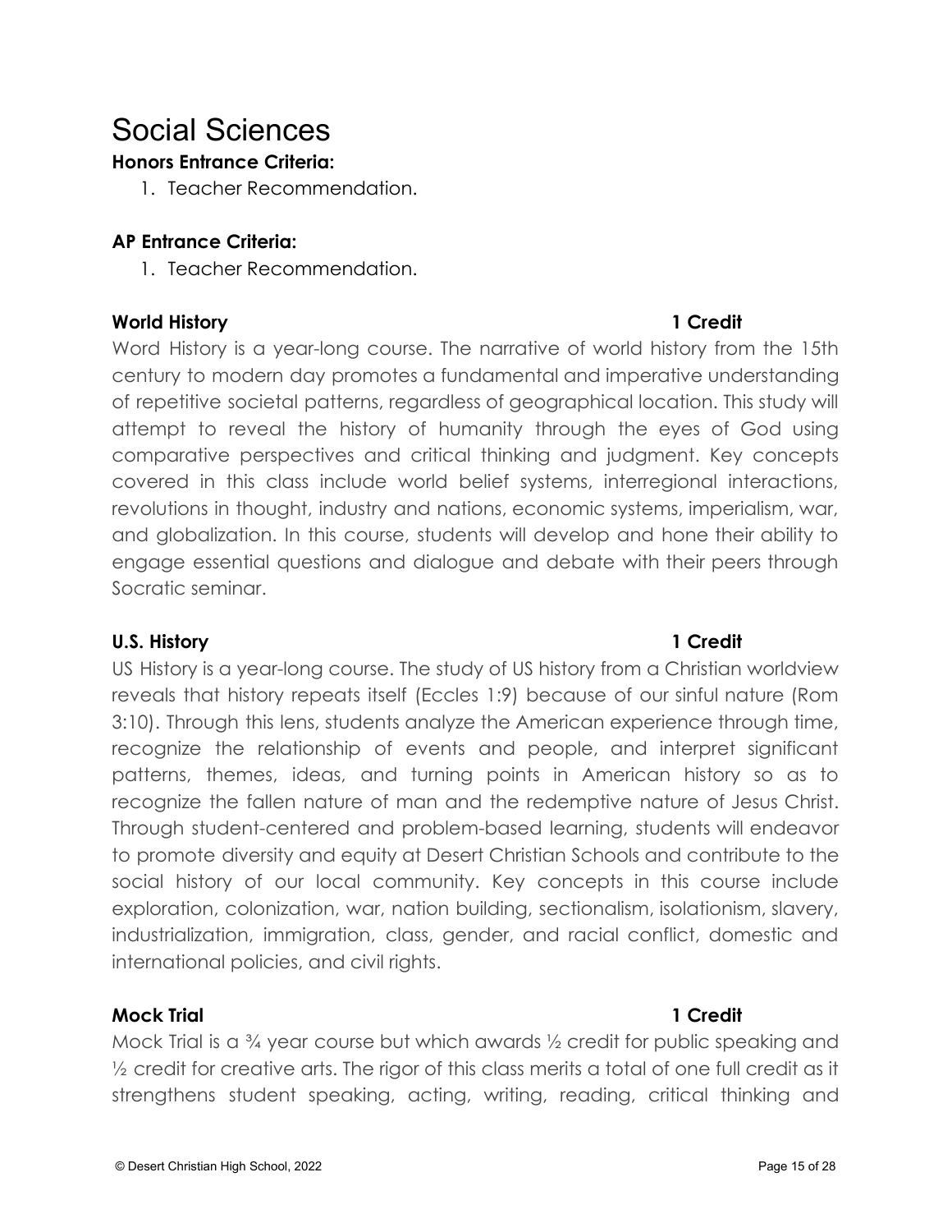# Social Sciences

**Honors Entrance Criteria:**

1. Teacher Recommendation.

**AP Entrance Criteria:**

1. Teacher Recommendation.

**World History** **1 Credit**

Word History is a year-long course. The narrative of world history from the 15th century to modern day promotes a fundamental and imperative understanding of repetitive societal patterns, regardless of geographical location. This study will attempt to reveal the history of humanity through the eyes of God using comparative perspectives and critical thinking and judgment. Key concepts covered in this class include world belief systems, interregional interactions, revolutions in thought, industry and nations, economic systems, imperialism, war, and globalization. In this course, students will develop and hone their ability to engage essential questions and dialogue and debate with their peers through Socratic seminar.

**U.S. History** **1 Credit**

US History is a year-long course. The study of US history from a Christian worldview reveals that history repeats itself (Eccles 1:9) because of our sinful nature (Rom 3:10). Through this lens, students analyze the American experience through time, recognize the relationship of events and people, and interpret significant patterns, themes, ideas, and turning points in American history so as to recognize the fallen nature of man and the redemptive nature of Jesus Christ. Through student-centered and problem-based learning, students will endeavor to promote diversity and equity at Desert Christian Schools and contribute to the social history of our local community. Key concepts in this course include exploration, colonization, war, nation building, sectionalism, isolationism, slavery, industrialization, immigration, class, gender, and racial conflict, domestic and international policies, and civil rights.

**Mock Trial** **1 Credit**

Mock Trial is a ¾ year course but which awards ½ credit for public speaking and ½ credit for creative arts. The rigor of this class merits a total of one full credit as it strengthens student speaking, acting, writing, reading, critical thinking and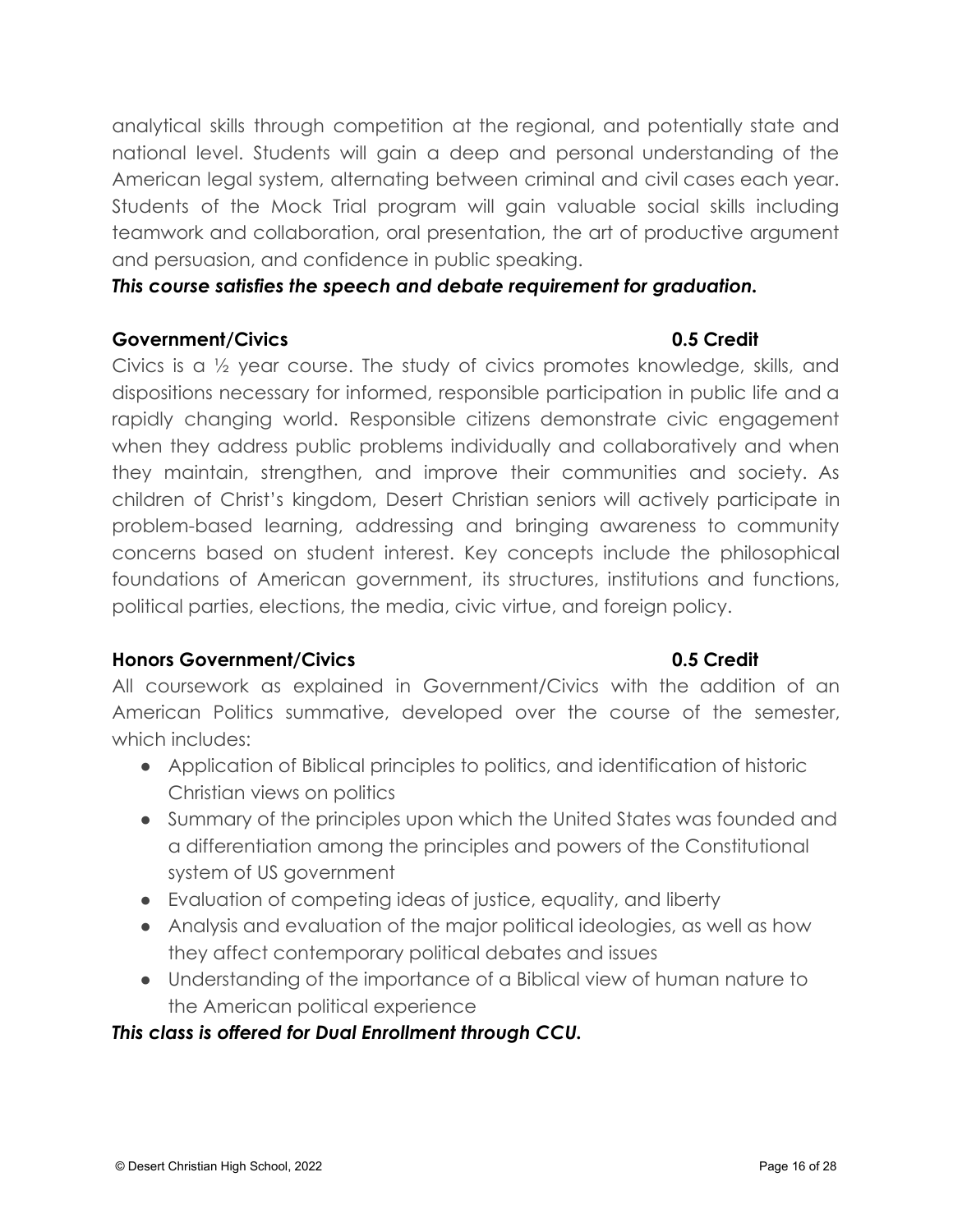analytical skills through competition at the regional, and potentially state and national level. Students will gain a deep and personal understanding of the American legal system, alternating between criminal and civil cases each year. Students of the Mock Trial program will gain valuable social skills including teamwork and collaboration, oral presentation, the art of productive argument and persuasion, and confidence in public speaking.

***This course satisfies the speech and debate requirement for graduation.***

**Government/Civics 0.5 Credit**

Civics is a ½ year course. The study of civics promotes knowledge, skills, and dispositions necessary for informed, responsible participation in public life and a rapidly changing world. Responsible citizens demonstrate civic engagement when they address public problems individually and collaboratively and when they maintain, strengthen, and improve their communities and society. As children of Christ's kingdom, Desert Christian seniors will actively participate in problem-based learning, addressing and bringing awareness to community concerns based on student interest. Key concepts include the philosophical foundations of American government, its structures, institutions and functions, political parties, elections, the media, civic virtue, and foreign policy.

**Honors Government/Civics 0.5 Credit**

All coursework as explained in Government/Civics with the addition of an American Politics summative, developed over the course of the semester, which includes:

- Application of Biblical principles to politics, and identification of historic Christian views on politics
- Summary of the principles upon which the United States was founded and a differentiation among the principles and powers of the Constitutional system of US government
- Evaluation of competing ideas of justice, equality, and liberty
- Analysis and evaluation of the major political ideologies, as well as how they affect contemporary political debates and issues
- Understanding of the importance of a Biblical view of human nature to the American political experience

***This class is offered for Dual Enrollment through CCU.***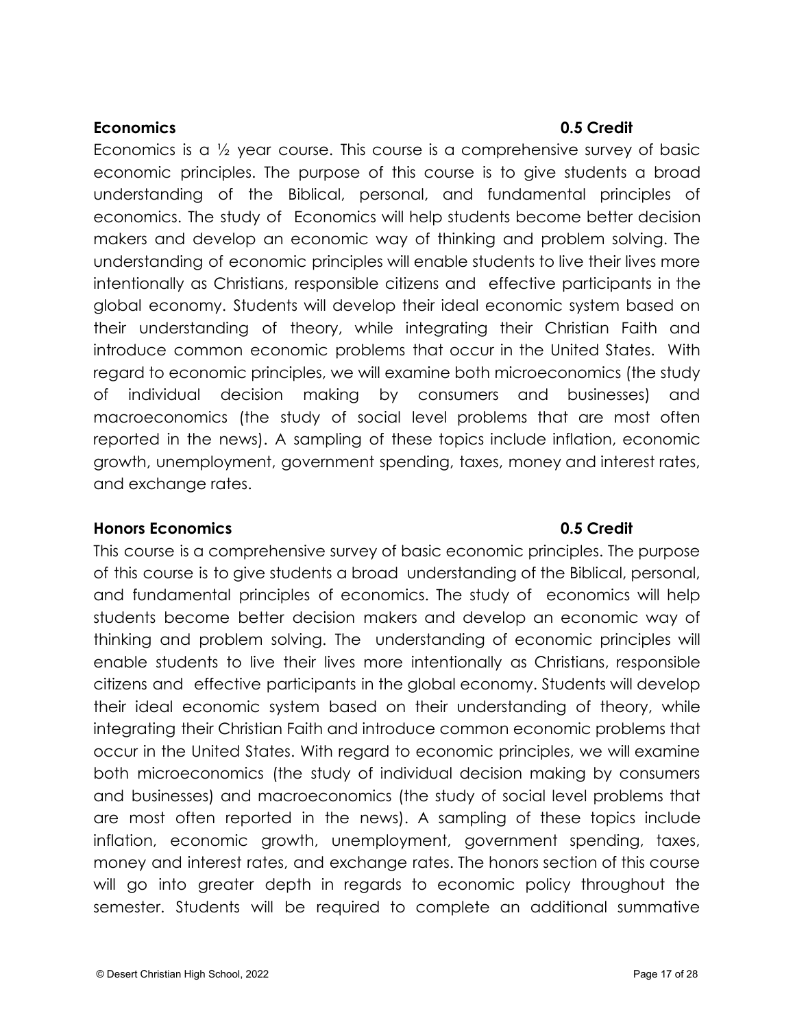**Economics** **0.5 Credit**

Economics is a ½ year course. This course is a comprehensive survey of basic economic principles. The purpose of this course is to give students a broad understanding of the Biblical, personal, and fundamental principles of economics. The study of Economics will help students become better decision makers and develop an economic way of thinking and problem solving. The understanding of economic principles will enable students to live their lives more intentionally as Christians, responsible citizens and effective participants in the global economy. Students will develop their ideal economic system based on their understanding of theory, while integrating their Christian Faith and introduce common economic problems that occur in the United States. With regard to economic principles, we will examine both microeconomics (the study of individual decision making by consumers and businesses) and macroeconomics (the study of social level problems that are most often reported in the news). A sampling of these topics include inflation, economic growth, unemployment, government spending, taxes, money and interest rates, and exchange rates.

**Honors Economics** **0.5 Credit**

This course is a comprehensive survey of basic economic principles. The purpose of this course is to give students a broad understanding of the Biblical, personal, and fundamental principles of economics. The study of economics will help students become better decision makers and develop an economic way of thinking and problem solving. The understanding of economic principles will enable students to live their lives more intentionally as Christians, responsible citizens and effective participants in the global economy. Students will develop their ideal economic system based on their understanding of theory, while integrating their Christian Faith and introduce common economic problems that occur in the United States. With regard to economic principles, we will examine both microeconomics (the study of individual decision making by consumers and businesses) and macroeconomics (the study of social level problems that are most often reported in the news). A sampling of these topics include inflation, economic growth, unemployment, government spending, taxes, money and interest rates, and exchange rates. The honors section of this course will go into greater depth in regards to economic policy throughout the semester. Students will be required to complete an additional summative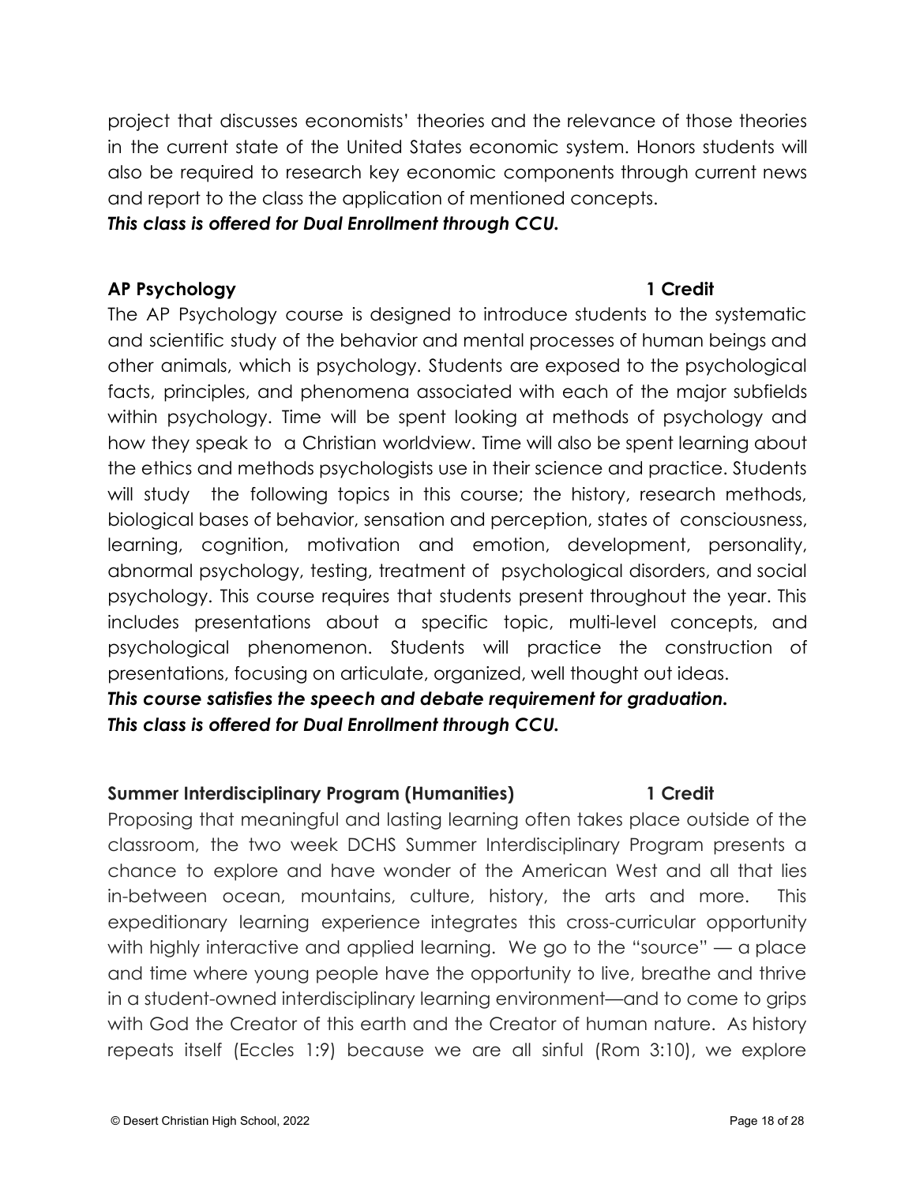project that discusses economists' theories and the relevance of those theories in the current state of the United States economic system. Honors students will also be required to research key economic components through current news and report to the class the application of mentioned concepts.

***This class is offered for Dual Enrollment through CCU.***

**AP Psychology** **1 Credit**

The AP Psychology course is designed to introduce students to the systematic and scientific study of the behavior and mental processes of human beings and other animals, which is psychology. Students are exposed to the psychological facts, principles, and phenomena associated with each of the major subfields within psychology. Time will be spent looking at methods of psychology and how they speak to a Christian worldview. Time will also be spent learning about the ethics and methods psychologists use in their science and practice. Students will study the following topics in this course; the history, research methods, biological bases of behavior, sensation and perception, states of consciousness, learning, cognition, motivation and emotion, development, personality, abnormal psychology, testing, treatment of psychological disorders, and social psychology. This course requires that students present throughout the year. This includes presentations about a specific topic, multi-level concepts, and psychological phenomenon. Students will practice the construction of presentations, focusing on articulate, organized, well thought out ideas.

***This course satisfies the speech and debate requirement for graduation.***
***This class is offered for Dual Enrollment through CCU.***

**Summer Interdisciplinary Program (Humanities)** **1 Credit**

Proposing that meaningful and lasting learning often takes place outside of the classroom, the two week DCHS Summer Interdisciplinary Program presents a chance to explore and have wonder of the American West and all that lies in-between ocean, mountains, culture, history, the arts and more. This expeditionary learning experience integrates this cross-curricular opportunity with highly interactive and applied learning. We go to the "source" — a place and time where young people have the opportunity to live, breathe and thrive in a student-owned interdisciplinary learning environment—and to come to grips with God the Creator of this earth and the Creator of human nature. As history repeats itself (Eccles 1:9) because we are all sinful (Rom 3:10), we explore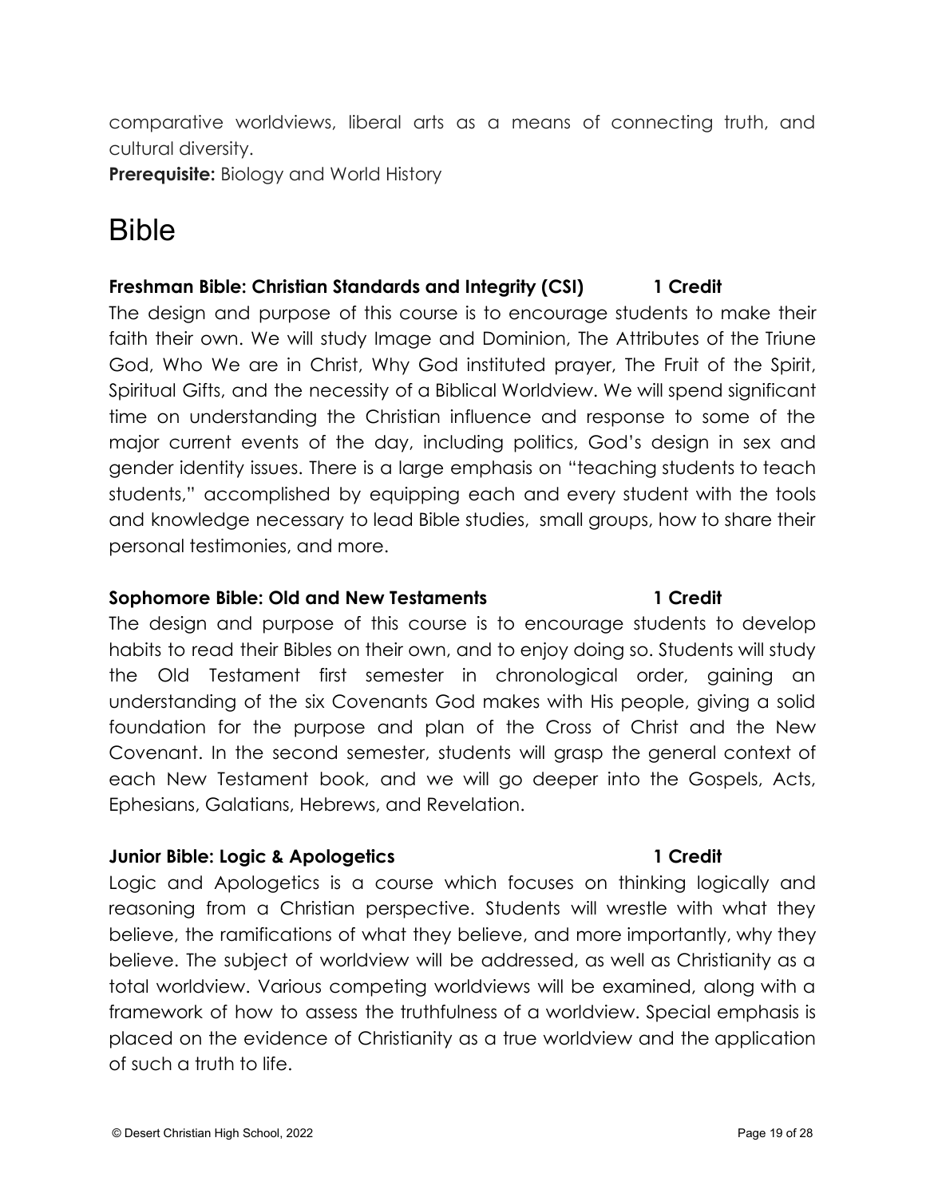comparative worldviews, liberal arts as a means of connecting truth, and cultural diversity.

**Prerequisite:** Biology and World History

# Bible

### Freshman Bible: Christian Standards and Integrity (CSI) 1 Credit

The design and purpose of this course is to encourage students to make their faith their own. We will study Image and Dominion, The Attributes of the Triune God, Who We are in Christ, Why God instituted prayer, The Fruit of the Spirit, Spiritual Gifts, and the necessity of a Biblical Worldview. We will spend significant time on understanding the Christian influence and response to some of the major current events of the day, including politics, God's design in sex and gender identity issues. There is a large emphasis on "teaching students to teach students," accomplished by equipping each and every student with the tools and knowledge necessary to lead Bible studies, small groups, how to share their personal testimonies, and more.

### Sophomore Bible: Old and New Testaments 1 Credit

The design and purpose of this course is to encourage students to develop habits to read their Bibles on their own, and to enjoy doing so. Students will study the Old Testament first semester in chronological order, gaining an understanding of the six Covenants God makes with His people, giving a solid foundation for the purpose and plan of the Cross of Christ and the New Covenant. In the second semester, students will grasp the general context of each New Testament book, and we will go deeper into the Gospels, Acts, Ephesians, Galatians, Hebrews, and Revelation.

### Junior Bible: Logic & Apologetics 1 Credit

Logic and Apologetics is a course which focuses on thinking logically and reasoning from a Christian perspective. Students will wrestle with what they believe, the ramifications of what they believe, and more importantly, why they believe. The subject of worldview will be addressed, as well as Christianity as a total worldview. Various competing worldviews will be examined, along with a framework of how to assess the truthfulness of a worldview. Special emphasis is placed on the evidence of Christianity as a true worldview and the application of such a truth to life.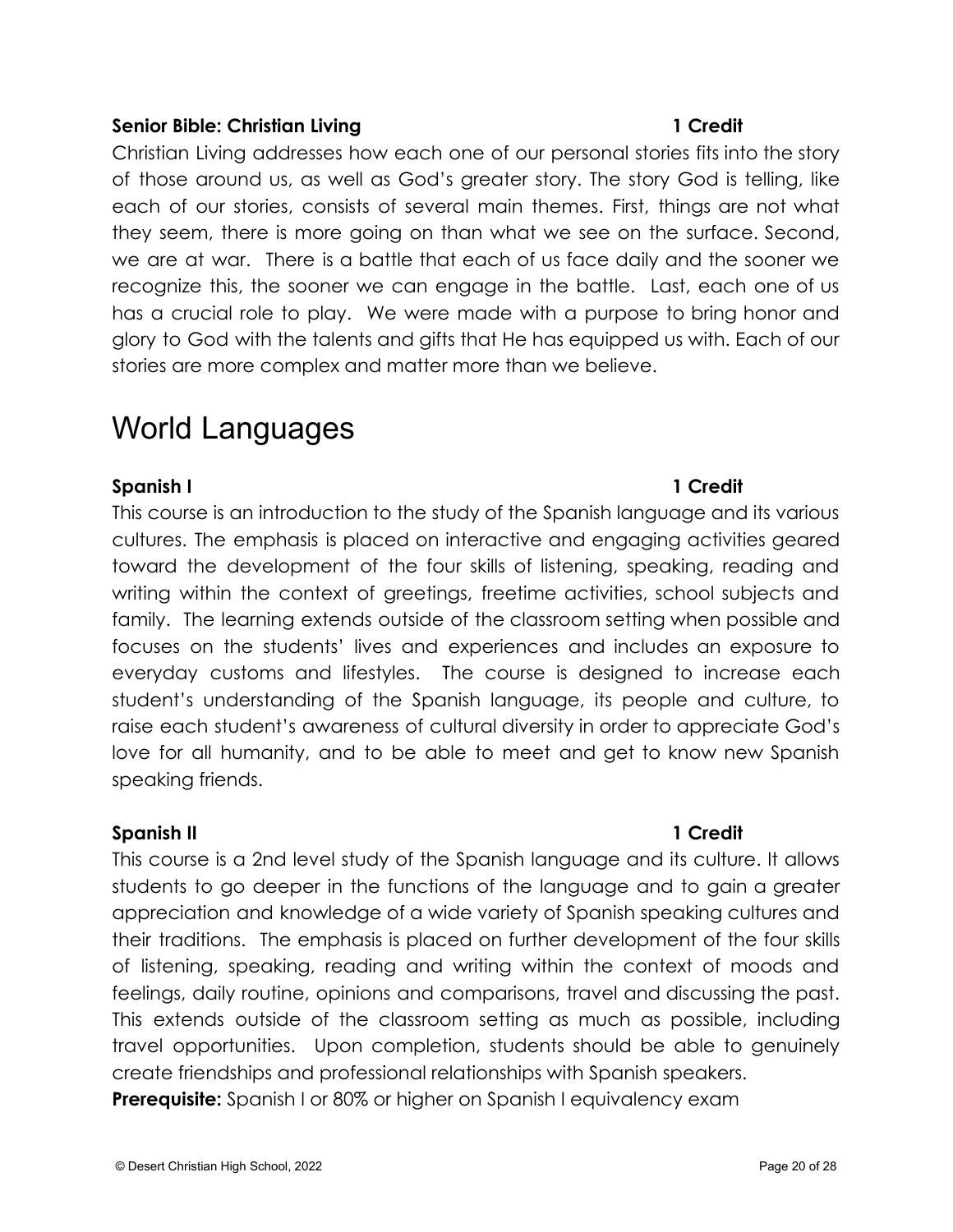**Senior Bible: Christian Living** **1 Credit**

Christian Living addresses how each one of our personal stories fits into the story of those around us, as well as God's greater story. The story God is telling, like each of our stories, consists of several main themes. First, things are not what they seem, there is more going on than what we see on the surface. Second, we are at war. There is a battle that each of us face daily and the sooner we recognize this, the sooner we can engage in the battle. Last, each one of us has a crucial role to play. We were made with a purpose to bring honor and glory to God with the talents and gifts that He has equipped us with. Each of our stories are more complex and matter more than we believe.

# World Languages

**Spanish I** **1 Credit**

This course is an introduction to the study of the Spanish language and its various cultures. The emphasis is placed on interactive and engaging activities geared toward the development of the four skills of listening, speaking, reading and writing within the context of greetings, freetime activities, school subjects and family. The learning extends outside of the classroom setting when possible and focuses on the students' lives and experiences and includes an exposure to everyday customs and lifestyles. The course is designed to increase each student's understanding of the Spanish language, its people and culture, to raise each student's awareness of cultural diversity in order to appreciate God's love for all humanity, and to be able to meet and get to know new Spanish speaking friends.

**Spanish II** **1 Credit**

This course is a 2nd level study of the Spanish language and its culture. It allows students to go deeper in the functions of the language and to gain a greater appreciation and knowledge of a wide variety of Spanish speaking cultures and their traditions. The emphasis is placed on further development of the four skills of listening, speaking, reading and writing within the context of moods and feelings, daily routine, opinions and comparisons, travel and discussing the past. This extends outside of the classroom setting as much as possible, including travel opportunities. Upon completion, students should be able to genuinely create friendships and professional relationships with Spanish speakers.

**Prerequisite:** Spanish I or 80% or higher on Spanish I equivalency exam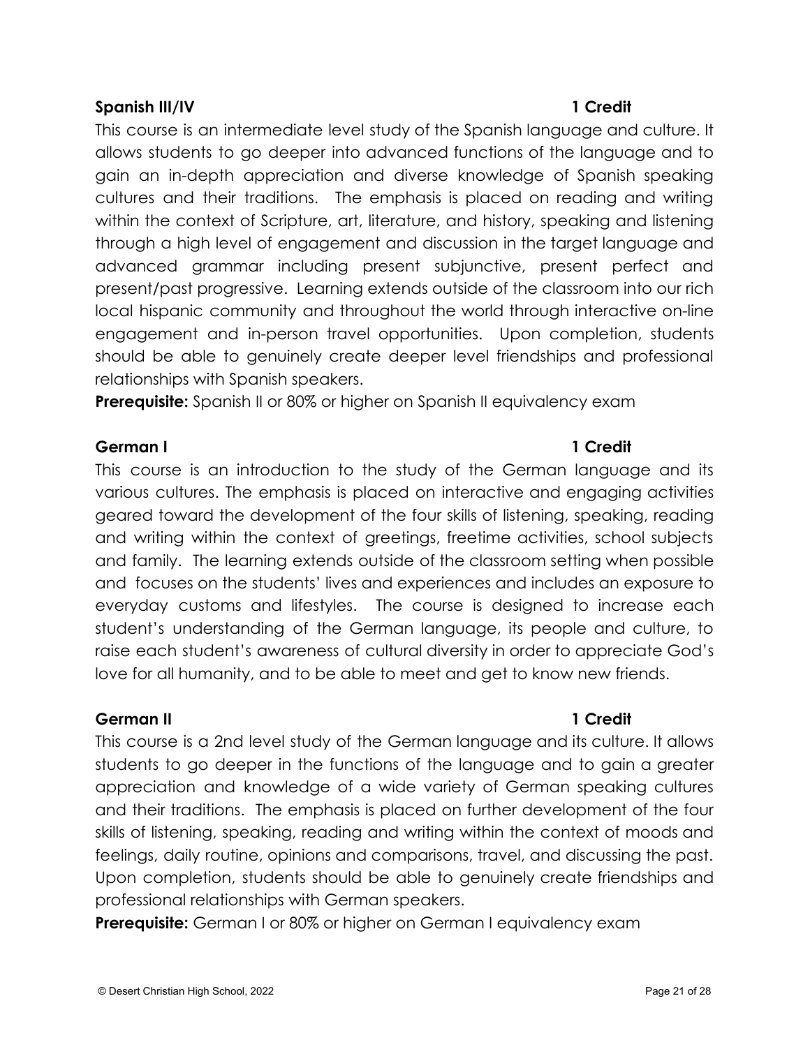**Spanish III/IV** **1 Credit**

This course is an intermediate level study of the Spanish language and culture. It allows students to go deeper into advanced functions of the language and to gain an in-depth appreciation and diverse knowledge of Spanish speaking cultures and their traditions. The emphasis is placed on reading and writing within the context of Scripture, art, literature, and history, speaking and listening through a high level of engagement and discussion in the target language and advanced grammar including present subjunctive, present perfect and present/past progressive. Learning extends outside of the classroom into our rich local hispanic community and throughout the world through interactive on-line engagement and in-person travel opportunities. Upon completion, students should be able to genuinely create deeper level friendships and professional relationships with Spanish speakers.

**Prerequisite:** Spanish II or 80% or higher on Spanish II equivalency exam

**German I** **1 Credit**

This course is an introduction to the study of the German language and its various cultures. The emphasis is placed on interactive and engaging activities geared toward the development of the four skills of listening, speaking, reading and writing within the context of greetings, freetime activities, school subjects and family. The learning extends outside of the classroom setting when possible and focuses on the students' lives and experiences and includes an exposure to everyday customs and lifestyles. The course is designed to increase each student's understanding of the German language, its people and culture, to raise each student's awareness of cultural diversity in order to appreciate God's love for all humanity, and to be able to meet and get to know new friends.

**German II** **1 Credit**

This course is a 2nd level study of the German language and its culture. It allows students to go deeper in the functions of the language and to gain a greater appreciation and knowledge of a wide variety of German speaking cultures and their traditions. The emphasis is placed on further development of the four skills of listening, speaking, reading and writing within the context of moods and feelings, daily routine, opinions and comparisons, travel, and discussing the past. Upon completion, students should be able to genuinely create friendships and professional relationships with German speakers.

**Prerequisite:** German I or 80% or higher on German I equivalency exam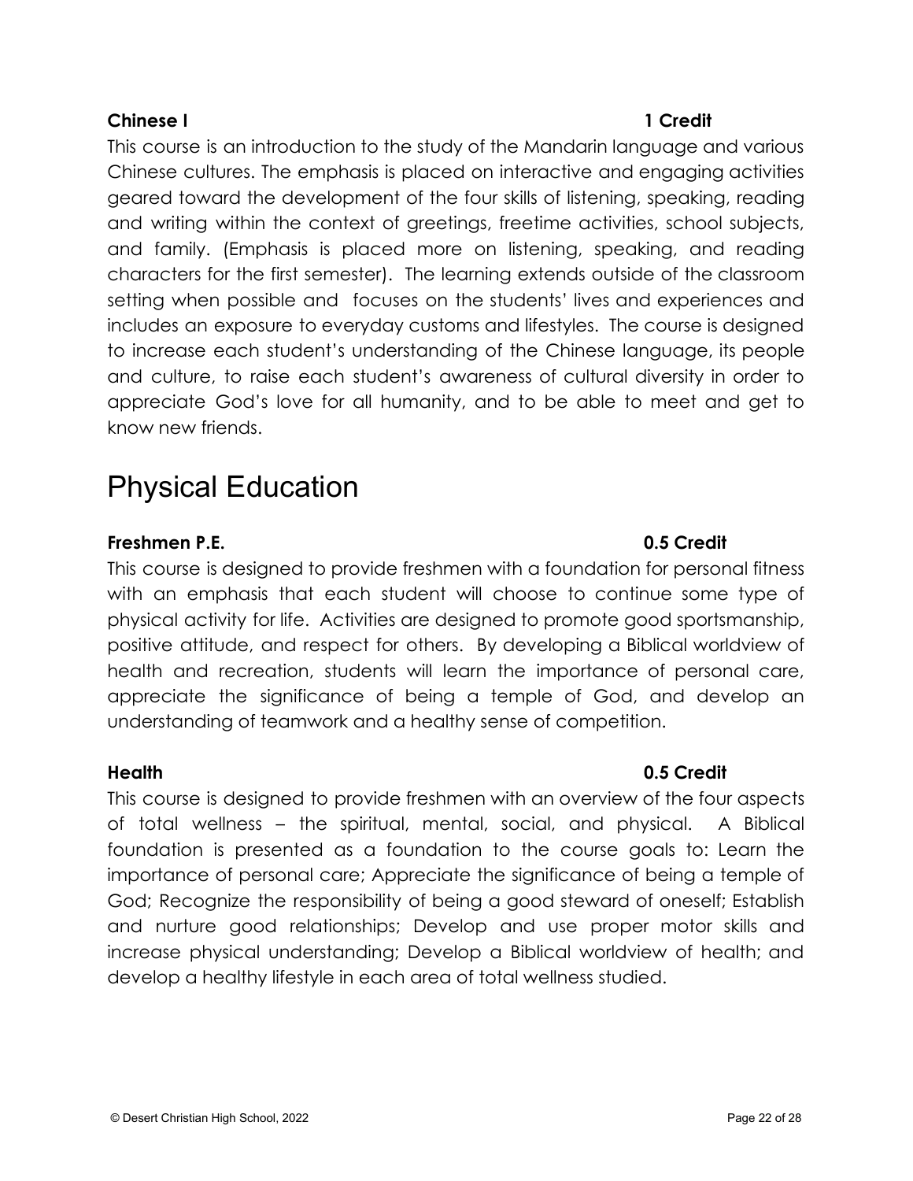**Chinese I** **1 Credit**

This course is an introduction to the study of the Mandarin language and various Chinese cultures. The emphasis is placed on interactive and engaging activities geared toward the development of the four skills of listening, speaking, reading and writing within the context of greetings, freetime activities, school subjects, and family. (Emphasis is placed more on listening, speaking, and reading characters for the first semester). The learning extends outside of the classroom setting when possible and focuses on the students' lives and experiences and includes an exposure to everyday customs and lifestyles. The course is designed to increase each student's understanding of the Chinese language, its people and culture, to raise each student's awareness of cultural diversity in order to appreciate God's love for all humanity, and to be able to meet and get to know new friends.

# Physical Education

**Freshmen P.E.** **0.5 Credit**

This course is designed to provide freshmen with a foundation for personal fitness with an emphasis that each student will choose to continue some type of physical activity for life. Activities are designed to promote good sportsmanship, positive attitude, and respect for others. By developing a Biblical worldview of health and recreation, students will learn the importance of personal care, appreciate the significance of being a temple of God, and develop an understanding of teamwork and a healthy sense of competition.

**Health** **0.5 Credit**

This course is designed to provide freshmen with an overview of the four aspects of total wellness – the spiritual, mental, social, and physical. A Biblical foundation is presented as a foundation to the course goals to: Learn the importance of personal care; Appreciate the significance of being a temple of God; Recognize the responsibility of being a good steward of oneself; Establish and nurture good relationships; Develop and use proper motor skills and increase physical understanding; Develop a Biblical worldview of health; and develop a healthy lifestyle in each area of total wellness studied.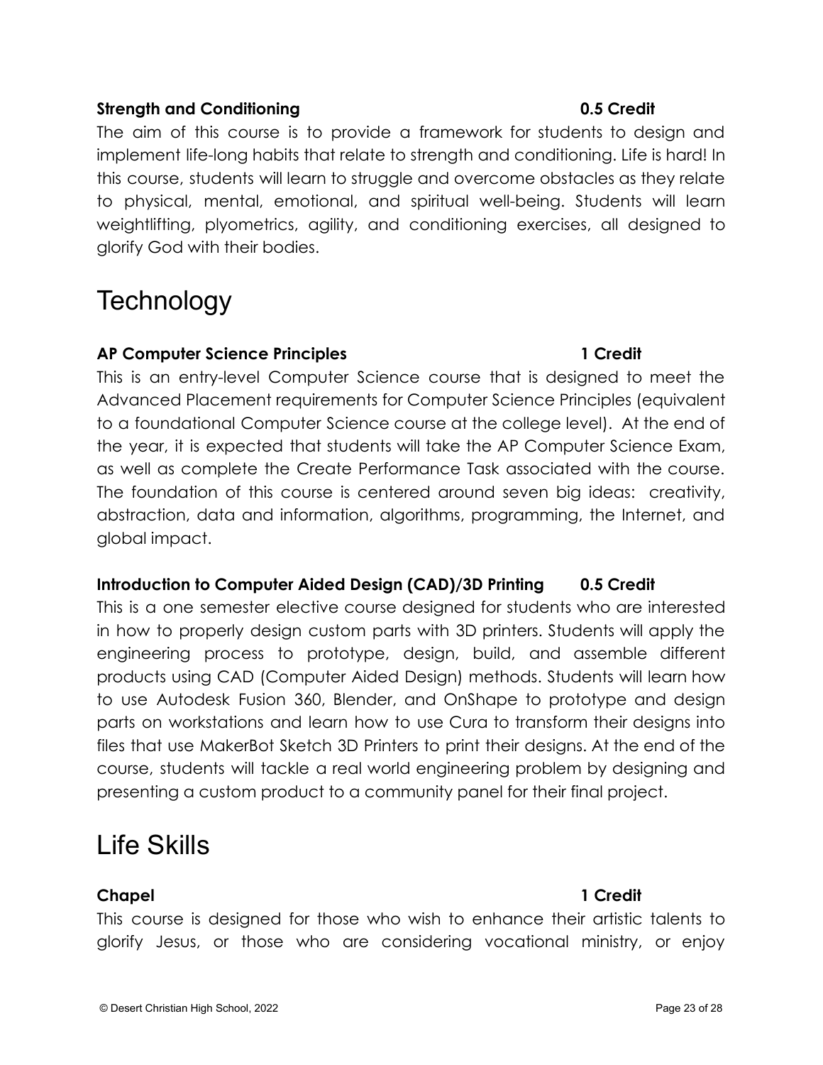**Strength and Conditioning** **0.5 Credit**

The aim of this course is to provide a framework for students to design and implement life-long habits that relate to strength and conditioning. Life is hard! In this course, students will learn to struggle and overcome obstacles as they relate to physical, mental, emotional, and spiritual well-being. Students will learn weightlifting, plyometrics, agility, and conditioning exercises, all designed to glorify God with their bodies.

# Technology

**AP Computer Science Principles** **1 Credit**

This is an entry-level Computer Science course that is designed to meet the Advanced Placement requirements for Computer Science Principles (equivalent to a foundational Computer Science course at the college level). At the end of the year, it is expected that students will take the AP Computer Science Exam, as well as complete the Create Performance Task associated with the course. The foundation of this course is centered around seven big ideas: creativity, abstraction, data and information, algorithms, programming, the Internet, and global impact.

**Introduction to Computer Aided Design (CAD)/3D Printing** **0.5 Credit**

This is a one semester elective course designed for students who are interested in how to properly design custom parts with 3D printers. Students will apply the engineering process to prototype, design, build, and assemble different products using CAD (Computer Aided Design) methods. Students will learn how to use Autodesk Fusion 360, Blender, and OnShape to prototype and design parts on workstations and learn how to use Cura to transform their designs into files that use MakerBot Sketch 3D Printers to print their designs. At the end of the course, students will tackle a real world engineering problem by designing and presenting a custom product to a community panel for their final project.

# Life Skills

**Chapel** **1 Credit**

This course is designed for those who wish to enhance their artistic talents to glorify Jesus, or those who are considering vocational ministry, or enjoy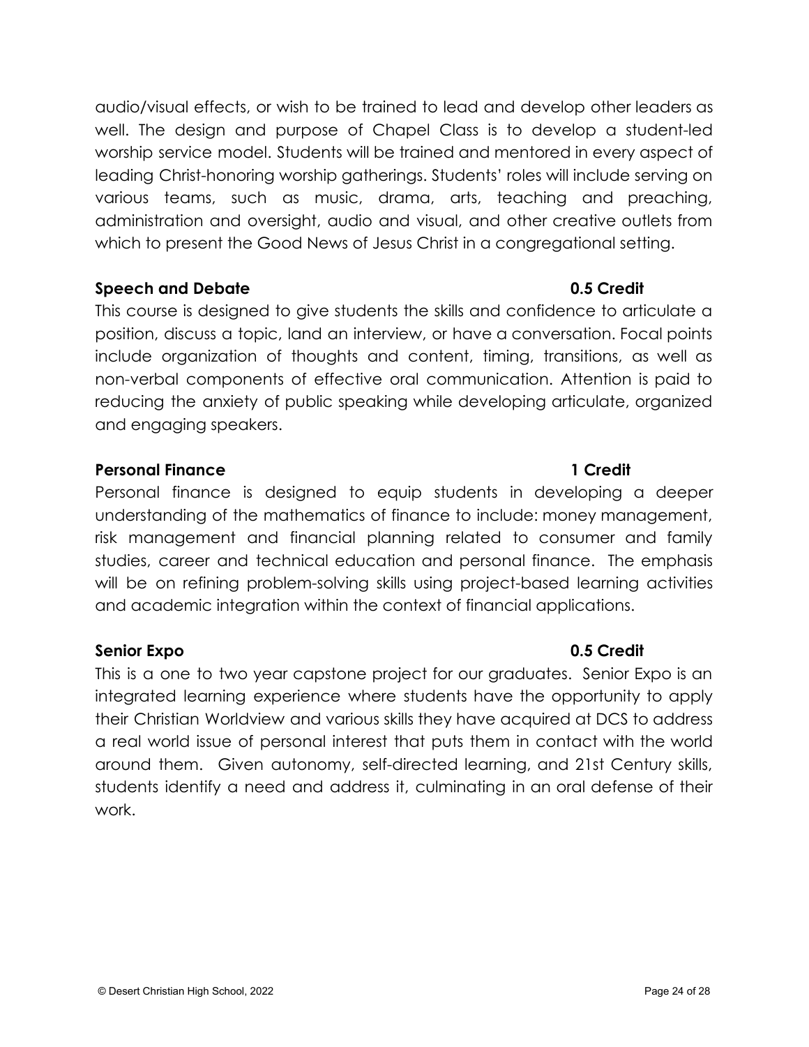audio/visual effects, or wish to be trained to lead and develop other leaders as well. The design and purpose of Chapel Class is to develop a student-led worship service model. Students will be trained and mentored in every aspect of leading Christ-honoring worship gatherings. Students' roles will include serving on various teams, such as music, drama, arts, teaching and preaching, administration and oversight, audio and visual, and other creative outlets from which to present the Good News of Jesus Christ in a congregational setting.

**Speech and Debate** **0.5 Credit**

This course is designed to give students the skills and confidence to articulate a position, discuss a topic, land an interview, or have a conversation. Focal points include organization of thoughts and content, timing, transitions, as well as non-verbal components of effective oral communication. Attention is paid to reducing the anxiety of public speaking while developing articulate, organized and engaging speakers.

**Personal Finance** **1 Credit**

Personal finance is designed to equip students in developing a deeper understanding of the mathematics of finance to include: money management, risk management and financial planning related to consumer and family studies, career and technical education and personal finance. The emphasis will be on refining problem-solving skills using project-based learning activities and academic integration within the context of financial applications.

**Senior Expo** **0.5 Credit**

This is a one to two year capstone project for our graduates. Senior Expo is an integrated learning experience where students have the opportunity to apply their Christian Worldview and various skills they have acquired at DCS to address a real world issue of personal interest that puts them in contact with the world around them. Given autonomy, self-directed learning, and 21st Century skills, students identify a need and address it, culminating in an oral defense of their work.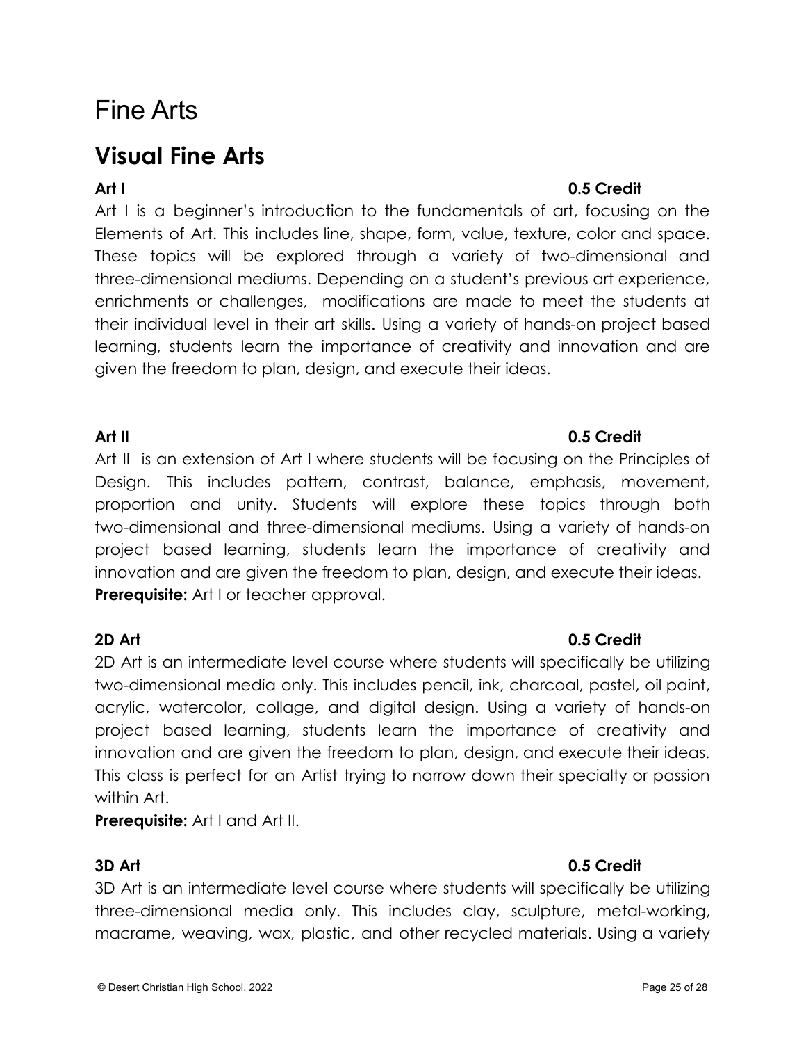# Fine Arts

## Visual Fine Arts

**Art I** **0.5 Credit**

Art I is a beginner's introduction to the fundamentals of art, focusing on the Elements of Art. This includes line, shape, form, value, texture, color and space. These topics will be explored through a variety of two-dimensional and three-dimensional mediums. Depending on a student's previous art experience, enrichments or challenges, modifications are made to meet the students at their individual level in their art skills. Using a variety of hands-on project based learning, students learn the importance of creativity and innovation and are given the freedom to plan, design, and execute their ideas.

**Art II** **0.5 Credit**

Art II is an extension of Art I where students will be focusing on the Principles of Design. This includes pattern, contrast, balance, emphasis, movement, proportion and unity. Students will explore these topics through both two-dimensional and three-dimensional mediums. Using a variety of hands-on project based learning, students learn the importance of creativity and innovation and are given the freedom to plan, design, and execute their ideas.
**Prerequisite:** Art I or teacher approval.

**2D Art** **0.5 Credit**

2D Art is an intermediate level course where students will specifically be utilizing two-dimensional media only. This includes pencil, ink, charcoal, pastel, oil paint, acrylic, watercolor, collage, and digital design. Using a variety of hands-on project based learning, students learn the importance of creativity and innovation and are given the freedom to plan, design, and execute their ideas. This class is perfect for an Artist trying to narrow down their specialty or passion within Art.
**Prerequisite:** Art I and Art II.

**3D Art** **0.5 Credit**

3D Art is an intermediate level course where students will specifically be utilizing three-dimensional media only. This includes clay, sculpture, metal-working, macrame, weaving, wax, plastic, and other recycled materials. Using a variety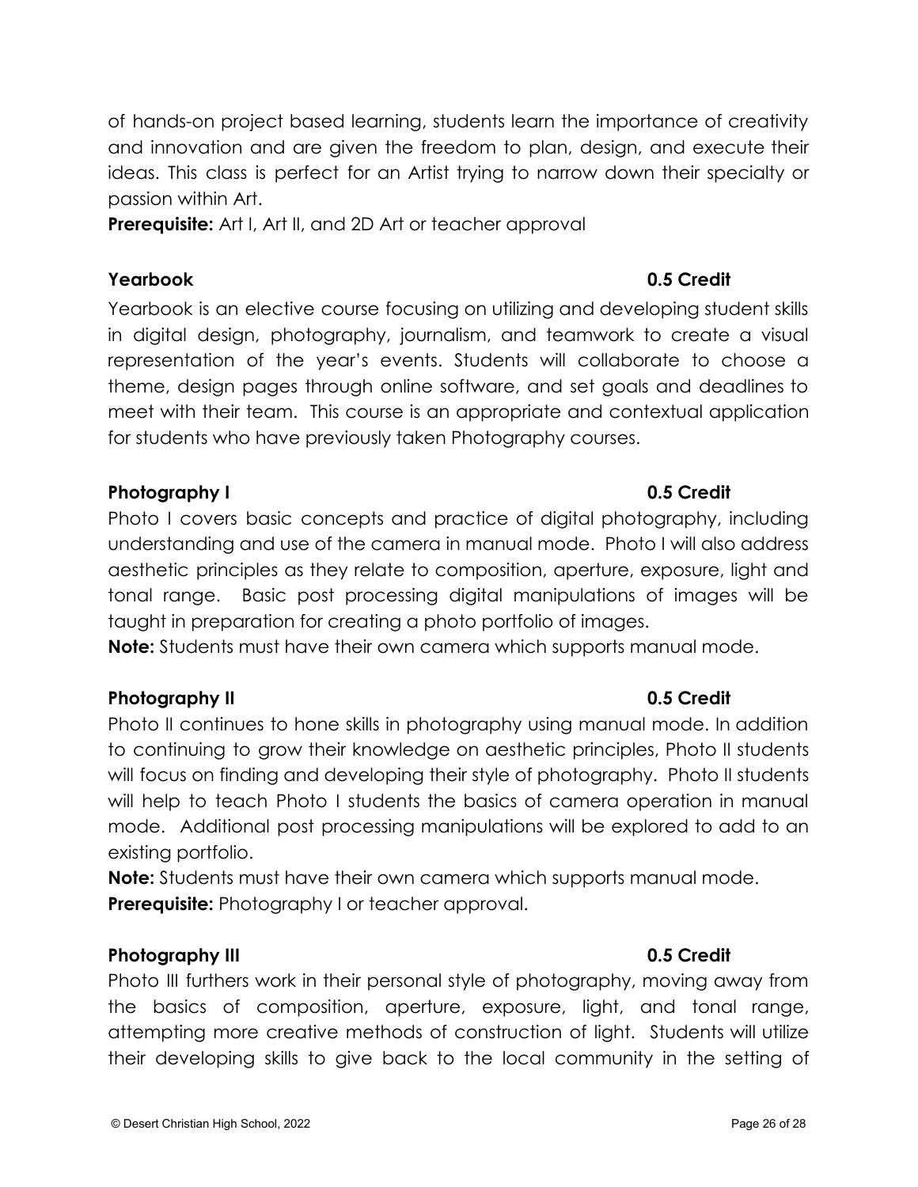of hands-on project based learning, students learn the importance of creativity and innovation and are given the freedom to plan, design, and execute their ideas. This class is perfect for an Artist trying to narrow down their specialty or passion within Art.

**Prerequisite:** Art I, Art II, and 2D Art or teacher approval

**Yearbook** **0.5 Credit**

Yearbook is an elective course focusing on utilizing and developing student skills in digital design, photography, journalism, and teamwork to create a visual representation of the year's events. Students will collaborate to choose a theme, design pages through online software, and set goals and deadlines to meet with their team. This course is an appropriate and contextual application for students who have previously taken Photography courses.

**Photography I** **0.5 Credit**

Photo I covers basic concepts and practice of digital photography, including understanding and use of the camera in manual mode. Photo I will also address aesthetic principles as they relate to composition, aperture, exposure, light and tonal range. Basic post processing digital manipulations of images will be taught in preparation for creating a photo portfolio of images.

**Note:** Students must have their own camera which supports manual mode.

**Photography II** **0.5 Credit**

Photo II continues to hone skills in photography using manual mode. In addition to continuing to grow their knowledge on aesthetic principles, Photo II students will focus on finding and developing their style of photography. Photo II students will help to teach Photo I students the basics of camera operation in manual mode. Additional post processing manipulations will be explored to add to an existing portfolio.

**Note:** Students must have their own camera which supports manual mode.

**Prerequisite:** Photography I or teacher approval.

**Photography III** **0.5 Credit**

Photo III furthers work in their personal style of photography, moving away from the basics of composition, aperture, exposure, light, and tonal range, attempting more creative methods of construction of light. Students will utilize their developing skills to give back to the local community in the setting of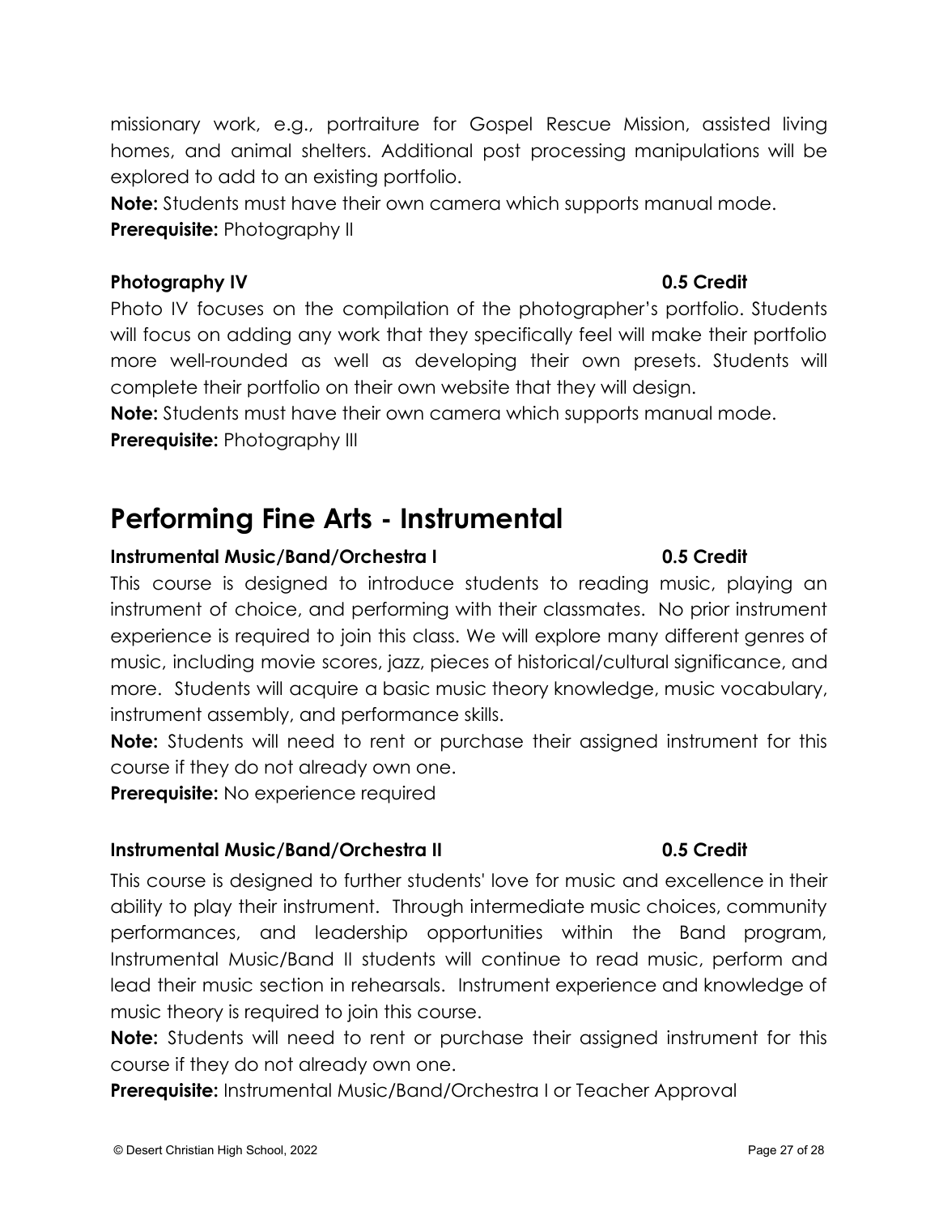missionary work, e.g., portraiture for Gospel Rescue Mission, assisted living homes, and animal shelters. Additional post processing manipulations will be explored to add to an existing portfolio.

**Note:** Students must have their own camera which supports manual mode.

**Prerequisite:** Photography II

### Photography IV — 0.5 Credit

Photo IV focuses on the compilation of the photographer's portfolio. Students will focus on adding any work that they specifically feel will make their portfolio more well-rounded as well as developing their own presets. Students will complete their portfolio on their own website that they will design.

**Note:** Students must have their own camera which supports manual mode.

**Prerequisite:** Photography III

## Performing Fine Arts - Instrumental

### Instrumental Music/Band/Orchestra I — 0.5 Credit

This course is designed to introduce students to reading music, playing an instrument of choice, and performing with their classmates. No prior instrument experience is required to join this class. We will explore many different genres of music, including movie scores, jazz, pieces of historical/cultural significance, and more. Students will acquire a basic music theory knowledge, music vocabulary, instrument assembly, and performance skills.

**Note:** Students will need to rent or purchase their assigned instrument for this course if they do not already own one.

**Prerequisite:** No experience required

### Instrumental Music/Band/Orchestra II — 0.5 Credit

This course is designed to further students' love for music and excellence in their ability to play their instrument. Through intermediate music choices, community performances, and leadership opportunities within the Band program, Instrumental Music/Band II students will continue to read music, perform and lead their music section in rehearsals. Instrument experience and knowledge of music theory is required to join this course.

**Note:** Students will need to rent or purchase their assigned instrument for this course if they do not already own one.

**Prerequisite:** Instrumental Music/Band/Orchestra I or Teacher Approval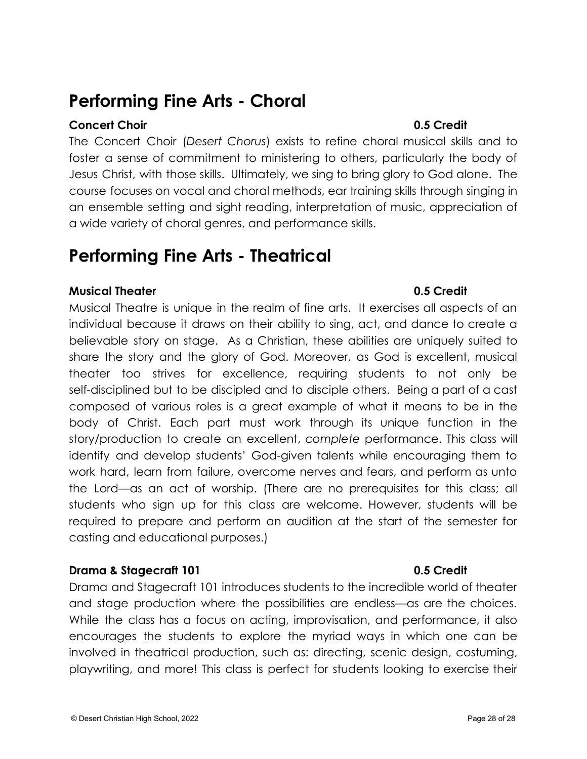## Performing Fine Arts - Choral

**Concert Choir** **0.5 Credit**

The Concert Choir (*Desert Chorus*) exists to refine choral musical skills and to foster a sense of commitment to ministering to others, particularly the body of Jesus Christ, with those skills. Ultimately, we sing to bring glory to God alone. The course focuses on vocal and choral methods, ear training skills through singing in an ensemble setting and sight reading, interpretation of music, appreciation of a wide variety of choral genres, and performance skills.

## Performing Fine Arts - Theatrical

**Musical Theater** **0.5 Credit**

Musical Theatre is unique in the realm of fine arts. It exercises all aspects of an individual because it draws on their ability to sing, act, and dance to create a believable story on stage. As a Christian, these abilities are uniquely suited to share the story and the glory of God. Moreover, as God is excellent, musical theater too strives for excellence, requiring students to not only be self-disciplined but to be discipled and to disciple others. Being a part of a cast composed of various roles is a great example of what it means to be in the body of Christ. Each part must work through its unique function in the story/production to create an excellent, *complete* performance. This class will identify and develop students' God-given talents while encouraging them to work hard, learn from failure, overcome nerves and fears, and perform as unto the Lord—as an act of worship. (There are no prerequisites for this class; all students who sign up for this class are welcome. However, students will be required to prepare and perform an audition at the start of the semester for casting and educational purposes.)

**Drama & Stagecraft 101** **0.5 Credit**

Drama and Stagecraft 101 introduces students to the incredible world of theater and stage production where the possibilities are endless—as are the choices. While the class has a focus on acting, improvisation, and performance, it also encourages the students to explore the myriad ways in which one can be involved in theatrical production, such as: directing, scenic design, costuming, playwriting, and more! This class is perfect for students looking to exercise their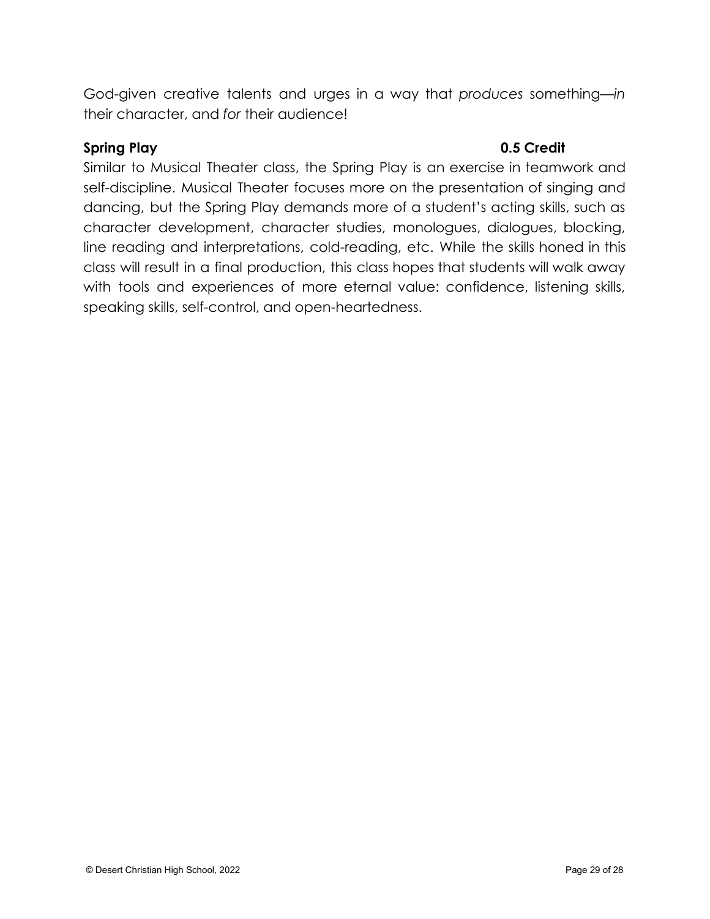God-given creative talents and urges in a way that *produces* something—*in* their character, and *for* their audience!

**Spring Play** **0.5 Credit**

Similar to Musical Theater class, the Spring Play is an exercise in teamwork and self-discipline. Musical Theater focuses more on the presentation of singing and dancing, but the Spring Play demands more of a student's acting skills, such as character development, character studies, monologues, dialogues, blocking, line reading and interpretations, cold-reading, etc. While the skills honed in this class will result in a final production, this class hopes that students will walk away with tools and experiences of more eternal value: confidence, listening skills, speaking skills, self-control, and open-heartedness.